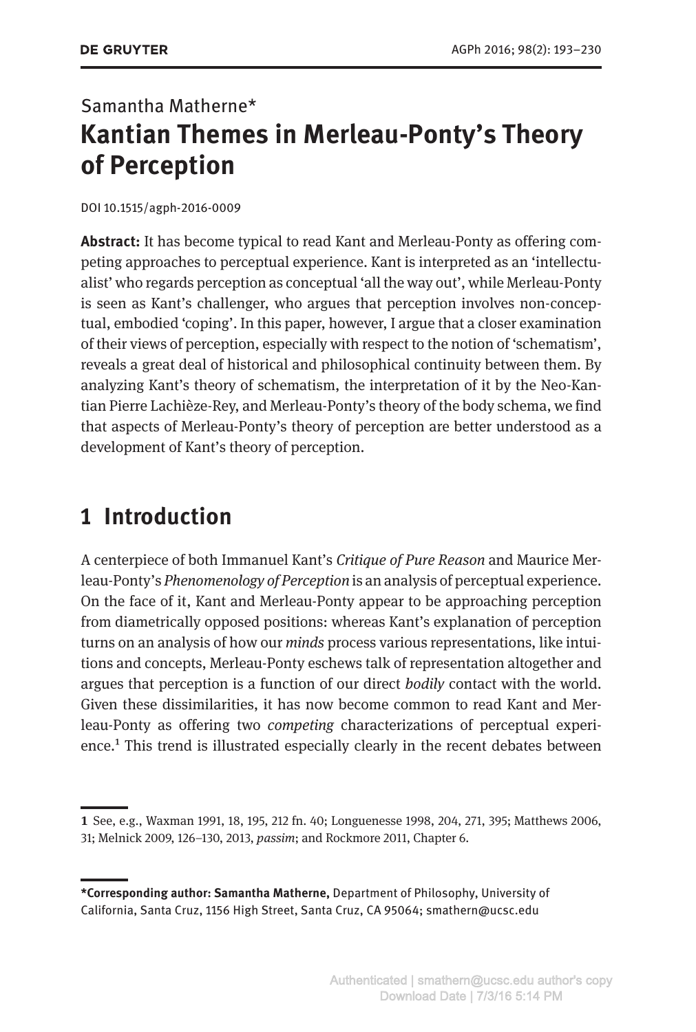Samantha Matherne*

# Kantian Themes in Merleau-Ponty's Theory of Perception

DOI 10.1515/agph-2016-0009

**Abstract:** It has become typical to read Kant and Merleau-Ponty as offering competing approaches to perceptual experience. Kant is interpreted as an 'intellectualist' who regards perception as conceptual 'all the way out', while Merleau-Ponty is seen as Kant's challenger, who argues that perception involves non-conceptual, embodied 'coping'. In this paper, however, I argue that a closer examination of their views of perception, especially with respect to the notion of 'schematism', reveals a great deal of historical and philosophical continuity between them. By analyzing Kant's theory of schematism, the interpretation of it by the Neo-Kantian Pierre Lachièze-Rey, and Merleau-Ponty's theory of the body schema, we find that aspects of Merleau-Ponty's theory of perception are better understood as a development of Kant's theory of perception.

## 1 Introduction

A centerpiece of both Immanuel Kant's *Critique of Pure Reason* and Maurice Merleau-Ponty's *Phenomenology of Perception* is an analysis of perceptual experience. On the face of it, Kant and Merleau-Ponty appear to be approaching perception from diametrically opposed positions: whereas Kant's explanation of perception turns on an analysis of how our *minds* process various representations, like intuitions and concepts, Merleau-Ponty eschews talk of representation altogether and argues that perception is a function of our direct *bodily* contact with the world. Given these dissimilarities, it has now become common to read Kant and Merleau-Ponty as offering two *competing* characterizations of perceptual experience.[1] This trend is illustrated especially clearly in the recent debates between

---

**1** See, e.g., Waxman 1991, 18, 195, 212 fn. 40; Longuenesse 1998, 204, 271, 395; Matthews 2006, 31; Melnick 2009, 126–130, 2013, *passim*; and Rockmore 2011, Chapter 6.

---

***Corresponding author: Samantha Matherne,** Department of Philosophy, University of California, Santa Cruz, 1156 High Street, Santa Cruz, CA 95064; smathern@ucsc.edu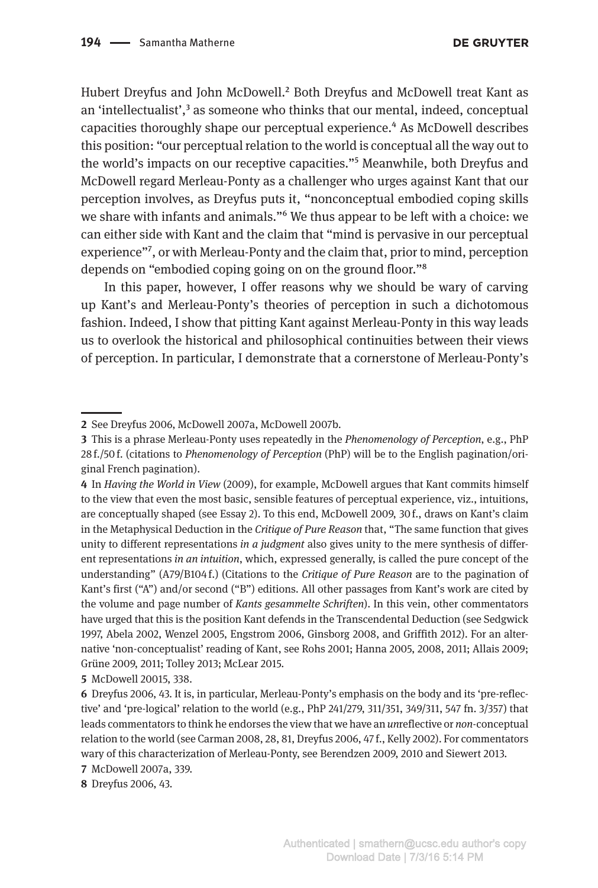Hubert Dreyfus and John McDowell.[2] Both Dreyfus and McDowell treat Kant as an 'intellectualist',[3] as someone who thinks that our mental, indeed, conceptual capacities thoroughly shape our perceptual experience.[4] As McDowell describes this position: "our perceptual relation to the world is conceptual all the way out to the world's impacts on our receptive capacities."[5] Meanwhile, both Dreyfus and McDowell regard Merleau-Ponty as a challenger who urges against Kant that our perception involves, as Dreyfus puts it, "nonconceptual embodied coping skills we share with infants and animals."[6] We thus appear to be left with a choice: we can either side with Kant and the claim that "mind is pervasive in our perceptual experience"[7], or with Merleau-Ponty and the claim that, prior to mind, perception depends on "embodied coping going on on the ground floor."[8]

In this paper, however, I offer reasons why we should be wary of carving up Kant's and Merleau-Ponty's theories of perception in such a dichotomous fashion. Indeed, I show that pitting Kant against Merleau-Ponty in this way leads us to overlook the historical and philosophical continuities between their views of perception. In particular, I demonstrate that a cornerstone of Merleau-Ponty's

---

**2** See Dreyfus 2006, McDowell 2007a, McDowell 2007b.

**3** This is a phrase Merleau-Ponty uses repeatedly in the *Phenomenology of Perception*, e.g., PhP 28 f./50 f. (citations to *Phenomenology of Perception* (PhP) will be to the English pagination/original French pagination).

**4** In *Having the World in View* (2009), for example, McDowell argues that Kant commits himself to the view that even the most basic, sensible features of perceptual experience, viz., intuitions, are conceptually shaped (see Essay 2). To this end, McDowell 2009, 30 f., draws on Kant's claim in the Metaphysical Deduction in the *Critique of Pure Reason* that, "The same function that gives unity to different representations *in a judgment* also gives unity to the mere synthesis of different representations *in an intuition*, which, expressed generally, is called the pure concept of the understanding" (A79/B104 f.) (Citations to the *Critique of Pure Reason* are to the pagination of Kant's first ("A") and/or second ("B") editions. All other passages from Kant's work are cited by the volume and page number of *Kants gesammelte Schriften*). In this vein, other commentators have urged that this is the position Kant defends in the Transcendental Deduction (see Sedgwick 1997, Abela 2002, Wenzel 2005, Engstrom 2006, Ginsborg 2008, and Griffith 2012). For an alternative 'non-conceptualist' reading of Kant, see Rohs 2001; Hanna 2005, 2008, 2011; Allais 2009; Grüne 2009, 2011; Tolley 2013; McLear 2015.

**5** McDowell 20015, 338.

**6** Dreyfus 2006, 43. It is, in particular, Merleau-Ponty's emphasis on the body and its 'pre-reflective' and 'pre-logical' relation to the world (e.g., PhP 241/279, 311/351, 349/311, 547 fn. 3/357) that leads commentators to think he endorses the view that we have an *un*reflective or *non*-conceptual relation to the world (see Carman 2008, 28, 81, Dreyfus 2006, 47 f., Kelly 2002). For commentators wary of this characterization of Merleau-Ponty, see Berendzen 2009, 2010 and Siewert 2013.

**7** McDowell 2007a, 339.

**8** Dreyfus 2006, 43.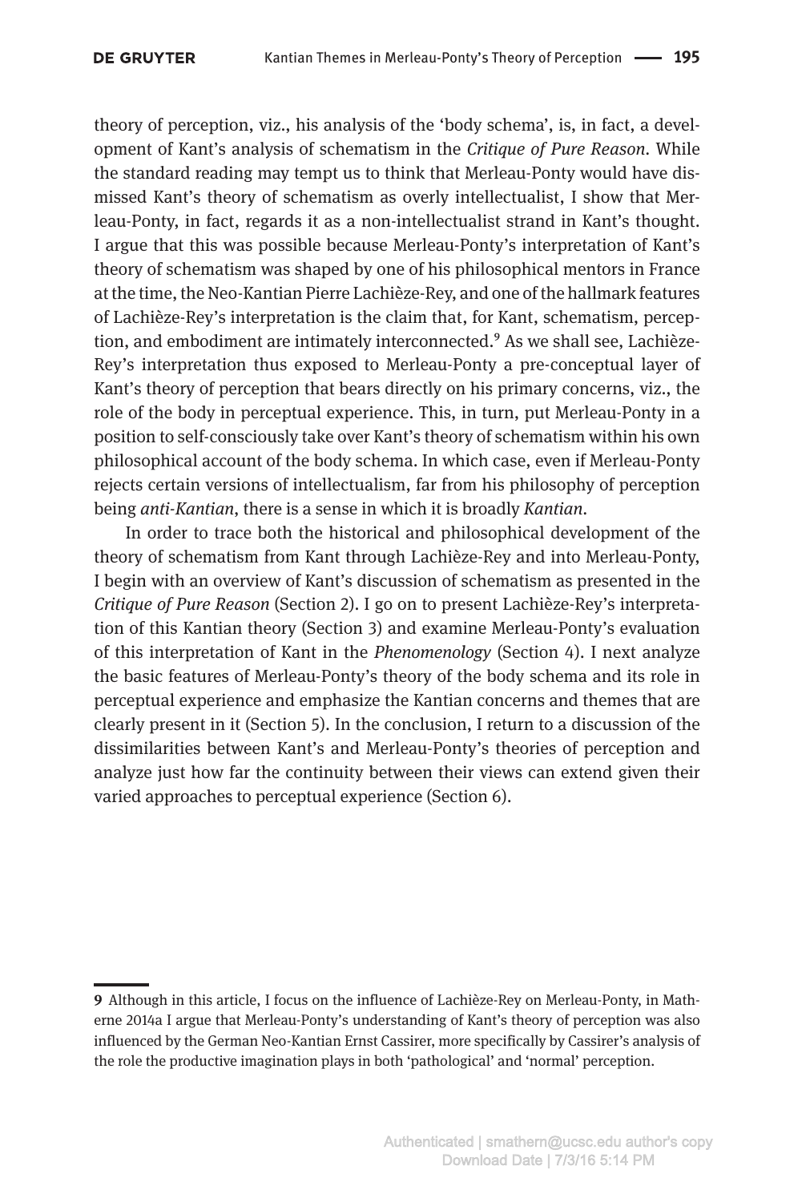theory of perception, viz., his analysis of the 'body schema', is, in fact, a development of Kant's analysis of schematism in the *Critique of Pure Reason*. While the standard reading may tempt us to think that Merleau-Ponty would have dismissed Kant's theory of schematism as overly intellectualist, I show that Merleau-Ponty, in fact, regards it as a non-intellectualist strand in Kant's thought. I argue that this was possible because Merleau-Ponty's interpretation of Kant's theory of schematism was shaped by one of his philosophical mentors in France at the time, the Neo-Kantian Pierre Lachièze-Rey, and one of the hallmark features of Lachièze-Rey's interpretation is the claim that, for Kant, schematism, perception, and embodiment are intimately interconnected.[9] As we shall see, Lachièze-Rey's interpretation thus exposed to Merleau-Ponty a pre-conceptual layer of Kant's theory of perception that bears directly on his primary concerns, viz., the role of the body in perceptual experience. This, in turn, put Merleau-Ponty in a position to self-consciously take over Kant's theory of schematism within his own philosophical account of the body schema. In which case, even if Merleau-Ponty rejects certain versions of intellectualism, far from his philosophy of perception being *anti-Kantian*, there is a sense in which it is broadly *Kantian*.

In order to trace both the historical and philosophical development of the theory of schematism from Kant through Lachièze-Rey and into Merleau-Ponty, I begin with an overview of Kant's discussion of schematism as presented in the *Critique of Pure Reason* (Section 2). I go on to present Lachièze-Rey's interpretation of this Kantian theory (Section 3) and examine Merleau-Ponty's evaluation of this interpretation of Kant in the *Phenomenology* (Section 4). I next analyze the basic features of Merleau-Ponty's theory of the body schema and its role in perceptual experience and emphasize the Kantian concerns and themes that are clearly present in it (Section 5). In the conclusion, I return to a discussion of the dissimilarities between Kant's and Merleau-Ponty's theories of perception and analyze just how far the continuity between their views can extend given their varied approaches to perceptual experience (Section 6).

---

**9** Although in this article, I focus on the influence of Lachièze-Rey on Merleau-Ponty, in Matherne 2014a I argue that Merleau-Ponty's understanding of Kant's theory of perception was also influenced by the German Neo-Kantian Ernst Cassirer, more specifically by Cassirer's analysis of the role the productive imagination plays in both 'pathological' and 'normal' perception.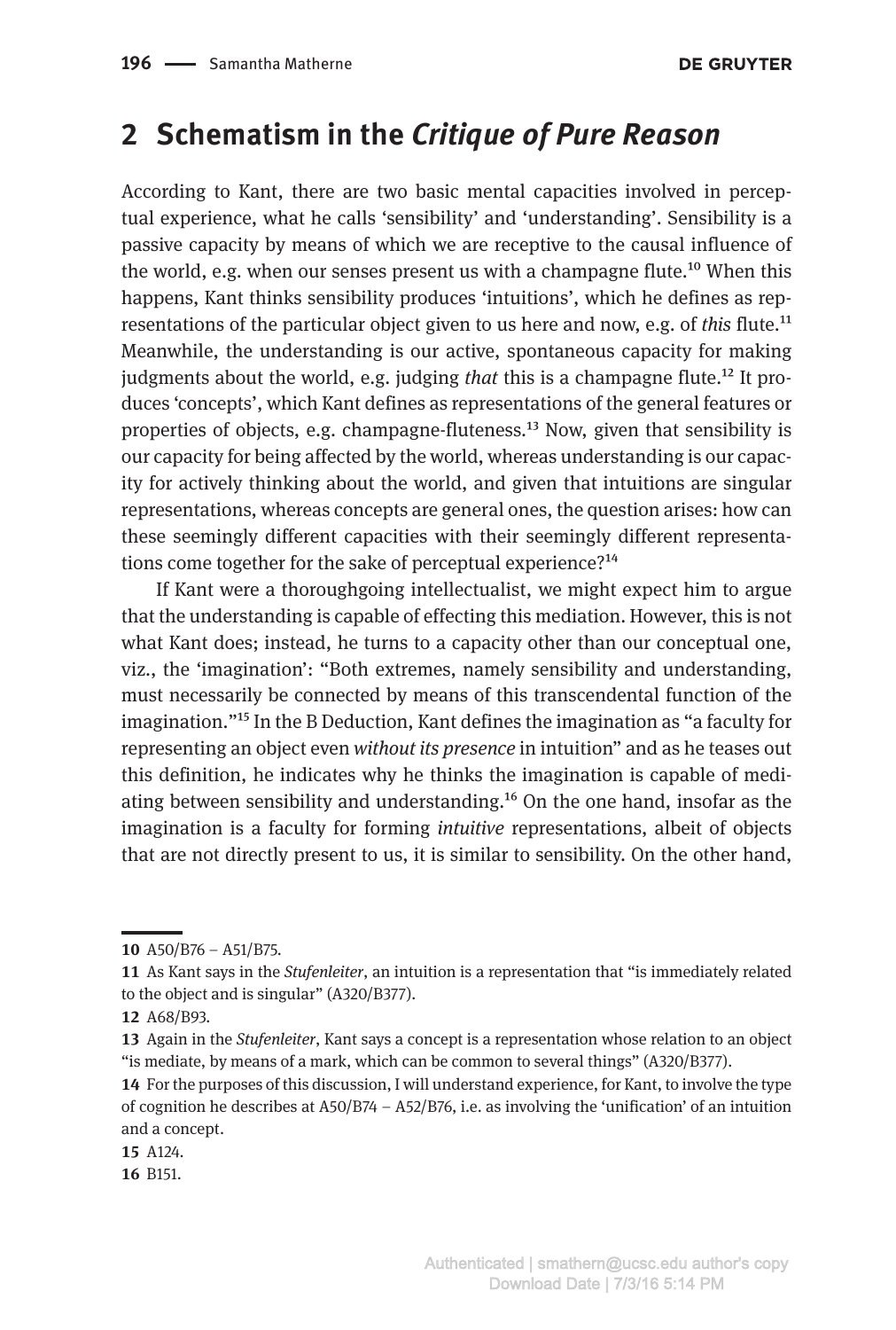## 2 Schematism in the *Critique of Pure Reason*

According to Kant, there are two basic mental capacities involved in perceptual experience, what he calls 'sensibility' and 'understanding'. Sensibility is a passive capacity by means of which we are receptive to the causal influence of the world, e.g. when our senses present us with a champagne flute.[10] When this happens, Kant thinks sensibility produces 'intuitions', which he defines as representations of the particular object given to us here and now, e.g. of *this* flute.[11] Meanwhile, the understanding is our active, spontaneous capacity for making judgments about the world, e.g. judging *that* this is a champagne flute.[12] It produces 'concepts', which Kant defines as representations of the general features or properties of objects, e.g. champagne-fluteness.[13] Now, given that sensibility is our capacity for being affected by the world, whereas understanding is our capacity for actively thinking about the world, and given that intuitions are singular representations, whereas concepts are general ones, the question arises: how can these seemingly different capacities with their seemingly different representations come together for the sake of perceptual experience?[14]

If Kant were a thoroughgoing intellectualist, we might expect him to argue that the understanding is capable of effecting this mediation. However, this is not what Kant does; instead, he turns to a capacity other than our conceptual one, viz., the 'imagination': "Both extremes, namely sensibility and understanding, must necessarily be connected by means of this transcendental function of the imagination."[15] In the B Deduction, Kant defines the imagination as "a faculty for representing an object even *without its presence* in intuition" and as he teases out this definition, he indicates why he thinks the imagination is capable of mediating between sensibility and understanding.[16] On the one hand, insofar as the imagination is a faculty for forming *intuitive* representations, albeit of objects that are not directly present to us, it is similar to sensibility. On the other hand,

---

**10** A50/B76 – A51/B75.

**11** As Kant says in the *Stufenleiter*, an intuition is a representation that "is immediately related to the object and is singular" (A320/B377).

**12** A68/B93.

**13** Again in the *Stufenleiter*, Kant says a concept is a representation whose relation to an object "is mediate, by means of a mark, which can be common to several things" (A320/B377).

**14** For the purposes of this discussion, I will understand experience, for Kant, to involve the type of cognition he describes at A50/B74 – A52/B76, i.e. as involving the 'unification' of an intuition and a concept.

**15** A124.

**16** B151.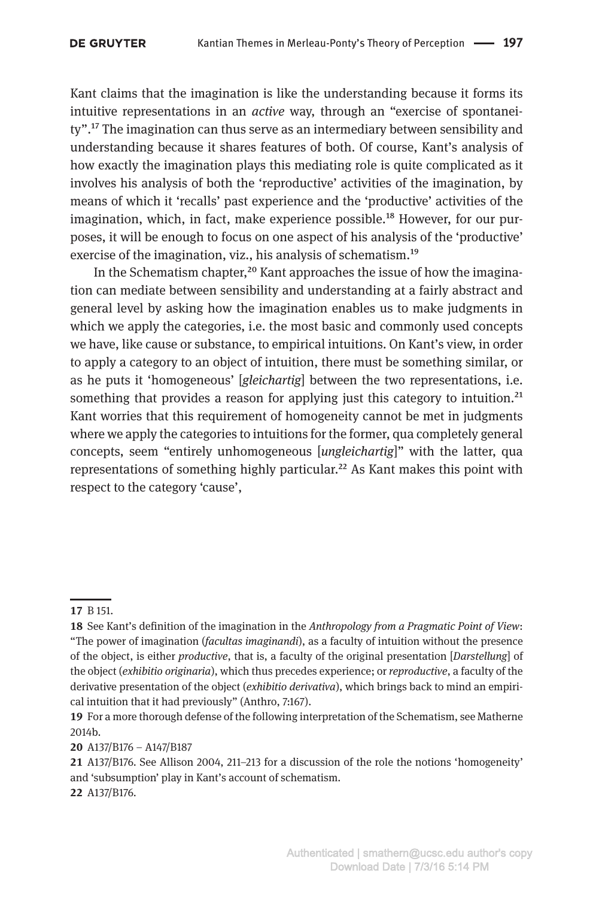Kant claims that the imagination is like the understanding because it forms its intuitive representations in an *active* way, through an "exercise of spontaneity".[17] The imagination can thus serve as an intermediary between sensibility and understanding because it shares features of both. Of course, Kant's analysis of how exactly the imagination plays this mediating role is quite complicated as it involves his analysis of both the 'reproductive' activities of the imagination, by means of which it 'recalls' past experience and the 'productive' activities of the imagination, which, in fact, make experience possible.[18] However, for our purposes, it will be enough to focus on one aspect of his analysis of the 'productive' exercise of the imagination, viz., his analysis of schematism.[19]

In the Schematism chapter,[20] Kant approaches the issue of how the imagination can mediate between sensibility and understanding at a fairly abstract and general level by asking how the imagination enables us to make judgments in which we apply the categories, i.e. the most basic and commonly used concepts we have, like cause or substance, to empirical intuitions. On Kant's view, in order to apply a category to an object of intuition, there must be something similar, or as he puts it 'homogeneous' [*gleichartig*] between the two representations, i.e. something that provides a reason for applying just this category to intuition.[21] Kant worries that this requirement of homogeneity cannot be met in judgments where we apply the categories to intuitions for the former, qua completely general concepts, seem "entirely unhomogeneous [*ungleichartig*]" with the latter, qua representations of something highly particular.[22] As Kant makes this point with respect to the category 'cause',

---

**17** B 151.

**18** See Kant's definition of the imagination in the *Anthropology from a Pragmatic Point of View*: "The power of imagination (*facultas imaginandi*), as a faculty of intuition without the presence of the object, is either *productive*, that is, a faculty of the original presentation [*Darstellung*] of the object (*exhibitio originaria*), which thus precedes experience; or *reproductive*, a faculty of the derivative presentation of the object (*exhibitio derivativa*), which brings back to mind an empirical intuition that it had previously" (Anthro, 7:167).

**19** For a more thorough defense of the following interpretation of the Schematism, see Matherne 2014b.

**20** A137/B176 – A147/B187

**21** A137/B176. See Allison 2004, 211–213 for a discussion of the role the notions 'homogeneity' and 'subsumption' play in Kant's account of schematism.

**22** A137/B176.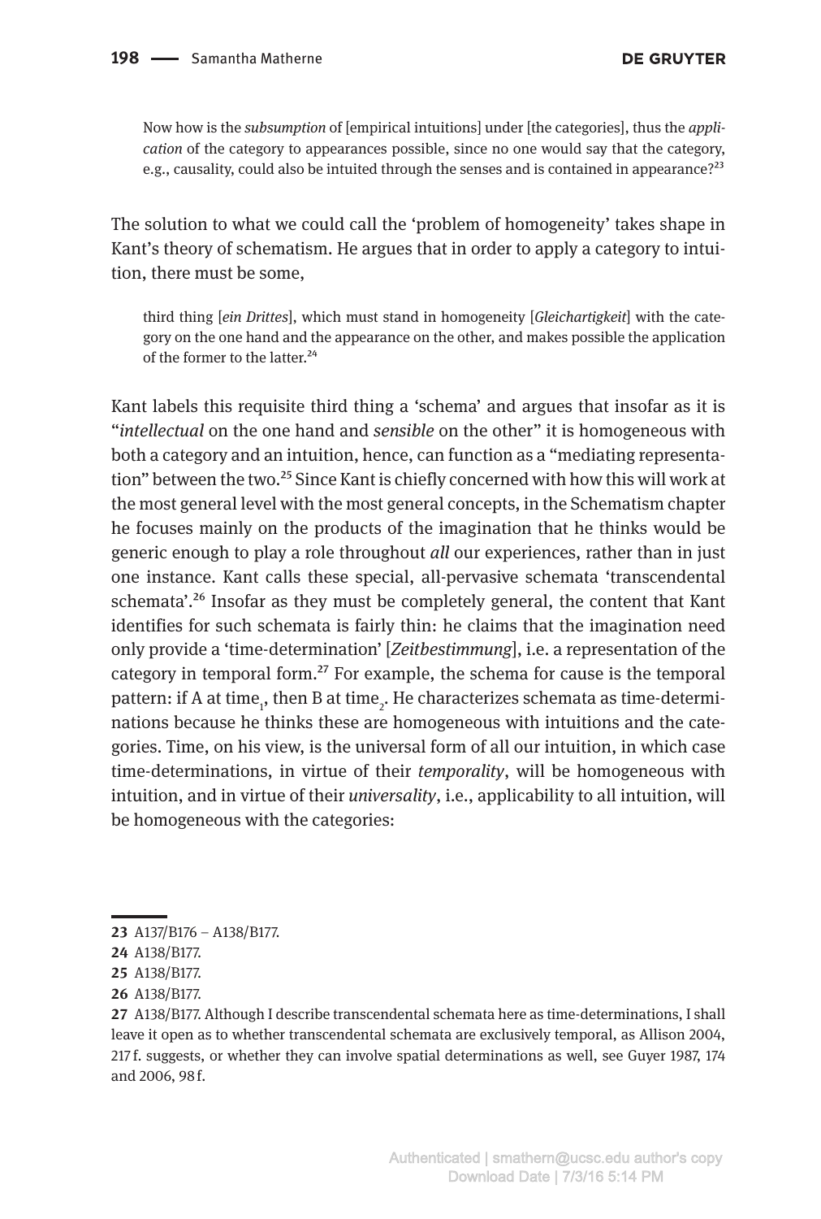> Now how is the *subsumption* of [empirical intuitions] under [the categories], thus the *application* of the category to appearances possible, since no one would say that the category, e.g., causality, could also be intuited through the senses and is contained in appearance?[23]

The solution to what we could call the 'problem of homogeneity' takes shape in Kant's theory of schematism. He argues that in order to apply a category to intuition, there must be some,

> third thing [*ein Drittes*], which must stand in homogeneity [*Gleichartigkeit*] with the category on the one hand and the appearance on the other, and makes possible the application of the former to the latter.[24]

Kant labels this requisite third thing a 'schema' and argues that insofar as it is "*intellectual* on the one hand and *sensible* on the other" it is homogeneous with both a category and an intuition, hence, can function as a "mediating representation" between the two.[25] Since Kant is chiefly concerned with how this will work at the most general level with the most general concepts, in the Schematism chapter he focuses mainly on the products of the imagination that he thinks would be generic enough to play a role throughout *all* our experiences, rather than in just one instance. Kant calls these special, all-pervasive schemata 'transcendental schemata'.[26] Insofar as they must be completely general, the content that Kant identifies for such schemata is fairly thin: he claims that the imagination need only provide a 'time-determination' [*Zeitbestimmung*], i.e. a representation of the category in temporal form.[27] For example, the schema for cause is the temporal pattern: if A at $\text{time}_1$, then B at $\text{time}_2$. He characterizes schemata as time-determinations because he thinks these are homogeneous with intuitions and the categories. Time, on his view, is the universal form of all our intuition, in which case time-determinations, in virtue of their *temporality*, will be homogeneous with intuition, and in virtue of their *universality*, i.e., applicability to all intuition, will be homogeneous with the categories:

---

23 A137/B176 – A138/B177.

24 A138/B177.

25 A138/B177.

26 A138/B177.

27 A138/B177. Although I describe transcendental schemata here as time-determinations, I shall leave it open as to whether transcendental schemata are exclusively temporal, as Allison 2004, 217 f. suggests, or whether they can involve spatial determinations as well, see Guyer 1987, 174 and 2006, 98 f.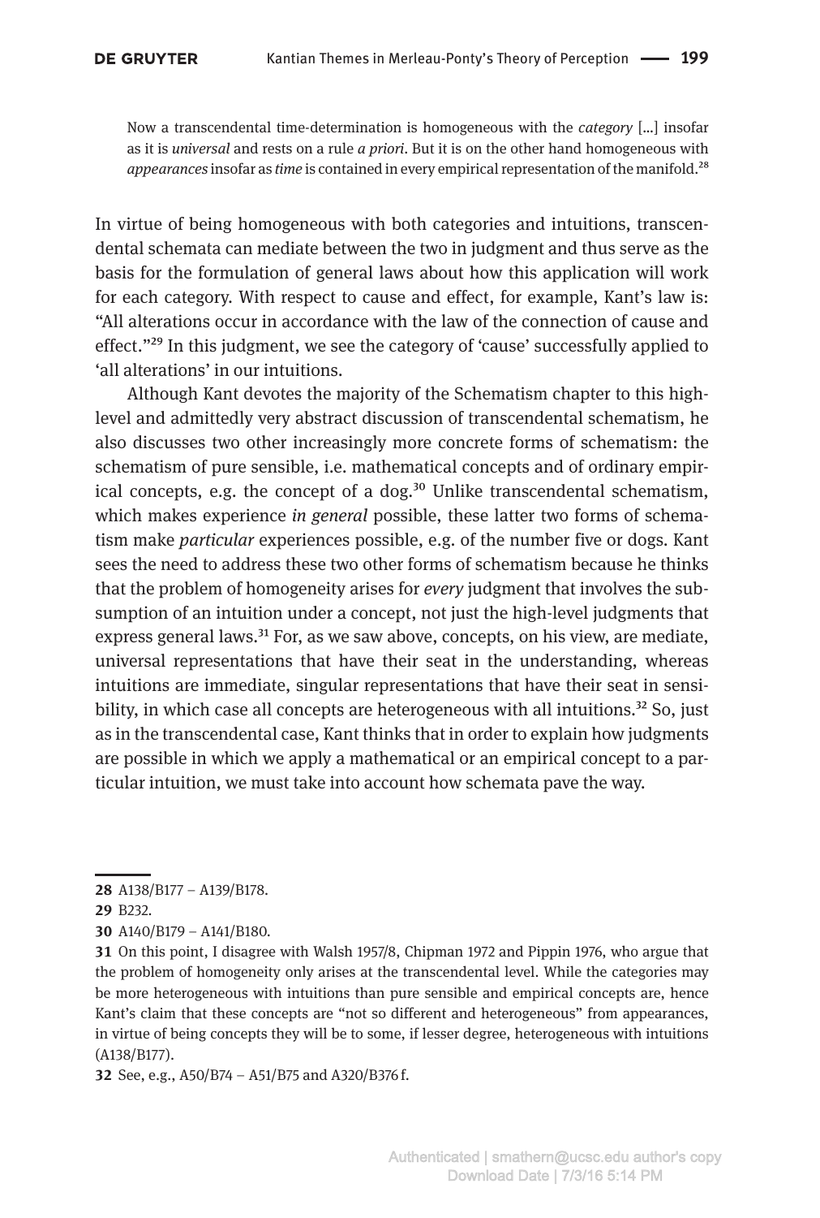> Now a transcendental time-determination is homogeneous with the *category* [...] insofar as it is *universal* and rests on a rule *a priori*. But it is on the other hand homogeneous with *appearances* insofar as *time* is contained in every empirical representation of the manifold.[28]

In virtue of being homogeneous with both categories and intuitions, transcendental schemata can mediate between the two in judgment and thus serve as the basis for the formulation of general laws about how this application will work for each category. With respect to cause and effect, for example, Kant's law is: "All alterations occur in accordance with the law of the connection of cause and effect."[29] In this judgment, we see the category of 'cause' successfully applied to 'all alterations' in our intuitions.

Although Kant devotes the majority of the Schematism chapter to this high-level and admittedly very abstract discussion of transcendental schematism, he also discusses two other increasingly more concrete forms of schematism: the schematism of pure sensible, i.e. mathematical concepts and of ordinary empirical concepts, e.g. the concept of a dog.[30] Unlike transcendental schematism, which makes experience *in general* possible, these latter two forms of schematism make *particular* experiences possible, e.g. of the number five or dogs. Kant sees the need to address these two other forms of schematism because he thinks that the problem of homogeneity arises for *every* judgment that involves the subsumption of an intuition under a concept, not just the high-level judgments that express general laws.[31] For, as we saw above, concepts, on his view, are mediate, universal representations that have their seat in the understanding, whereas intuitions are immediate, singular representations that have their seat in sensibility, in which case all concepts are heterogeneous with all intuitions.[32] So, just as in the transcendental case, Kant thinks that in order to explain how judgments are possible in which we apply a mathematical or an empirical concept to a particular intuition, we must take into account how schemata pave the way.

---

**28** A138/B177 – A139/B178.

**29** B232.

**30** A140/B179 – A141/B180.

**31** On this point, I disagree with Walsh 1957/8, Chipman 1972 and Pippin 1976, who argue that the problem of homogeneity only arises at the transcendental level. While the categories may be more heterogeneous with intuitions than pure sensible and empirical concepts are, hence Kant's claim that these concepts are "not so different and heterogeneous" from appearances, in virtue of being concepts they will be to some, if lesser degree, heterogeneous with intuitions (A138/B177).

**32** See, e.g., A50/B74 – A51/B75 and A320/B376 f.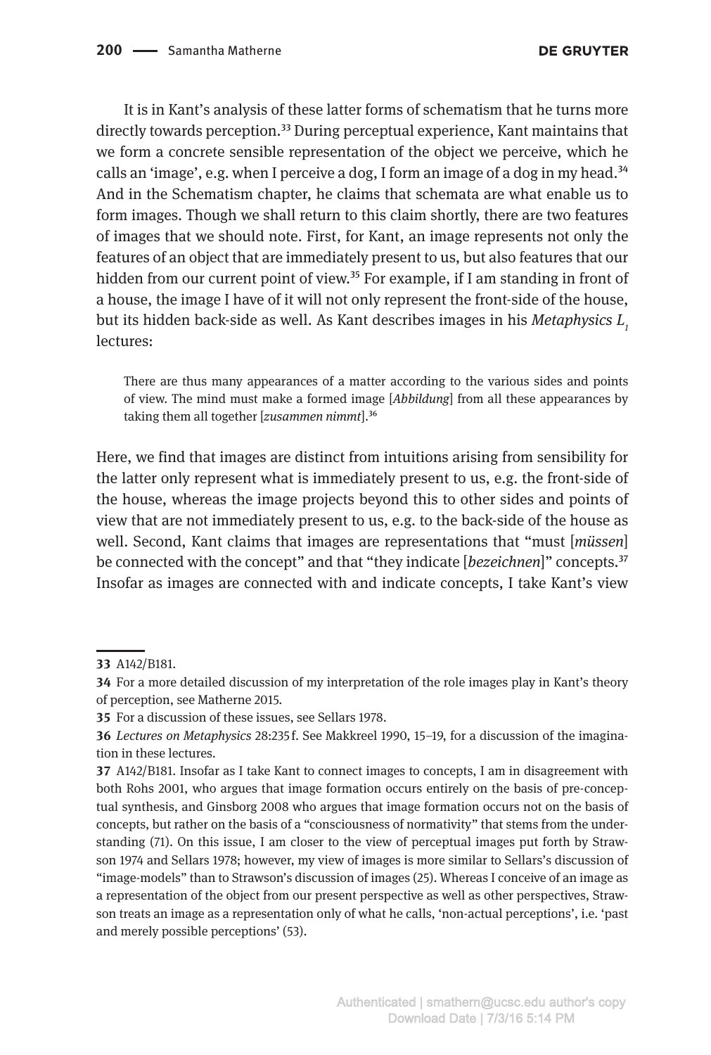It is in Kant's analysis of these latter forms of schematism that he turns more directly towards perception.[33] During perceptual experience, Kant maintains that we form a concrete sensible representation of the object we perceive, which he calls an 'image', e.g. when I perceive a dog, I form an image of a dog in my head.[34] And in the Schematism chapter, he claims that schemata are what enable us to form images. Though we shall return to this claim shortly, there are two features of images that we should note. First, for Kant, an image represents not only the features of an object that are immediately present to us, but also features that our hidden from our current point of view.[35] For example, if I am standing in front of a house, the image I have of it will not only represent the front-side of the house, but its hidden back-side as well. As Kant describes images in his *Metaphysics $L_1$* lectures:

> There are thus many appearances of a matter according to the various sides and points of view. The mind must make a formed image [*Abbildung*] from all these appearances by taking them all together [*zusammen nimmt*].[36]

Here, we find that images are distinct from intuitions arising from sensibility for the latter only represent what is immediately present to us, e.g. the front-side of the house, whereas the image projects beyond this to other sides and points of view that are not immediately present to us, e.g. to the back-side of the house as well. Second, Kant claims that images are representations that "must [*müssen*] be connected with the concept" and that "they indicate [*bezeichnen*]" concepts.[37] Insofar as images are connected with and indicate concepts, I take Kant's view

---

**33** A142/B181.

**34** For a more detailed discussion of my interpretation of the role images play in Kant's theory of perception, see Matherne 2015.

**35** For a discussion of these issues, see Sellars 1978.

**36** *Lectures on Metaphysics* 28:235 f. See Makkreel 1990, 15–19, for a discussion of the imagination in these lectures.

**37** A142/B181. Insofar as I take Kant to connect images to concepts, I am in disagreement with both Rohs 2001, who argues that image formation occurs entirely on the basis of pre-conceptual synthesis, and Ginsborg 2008 who argues that image formation occurs not on the basis of concepts, but rather on the basis of a "consciousness of normativity" that stems from the understanding (71). On this issue, I am closer to the view of perceptual images put forth by Strawson 1974 and Sellars 1978; however, my view of images is more similar to Sellars's discussion of "image-models" than to Strawson's discussion of images (25). Whereas I conceive of an image as a representation of the object from our present perspective as well as other perspectives, Strawson treats an image as a representation only of what he calls, 'non-actual perceptions', i.e. 'past and merely possible perceptions' (53).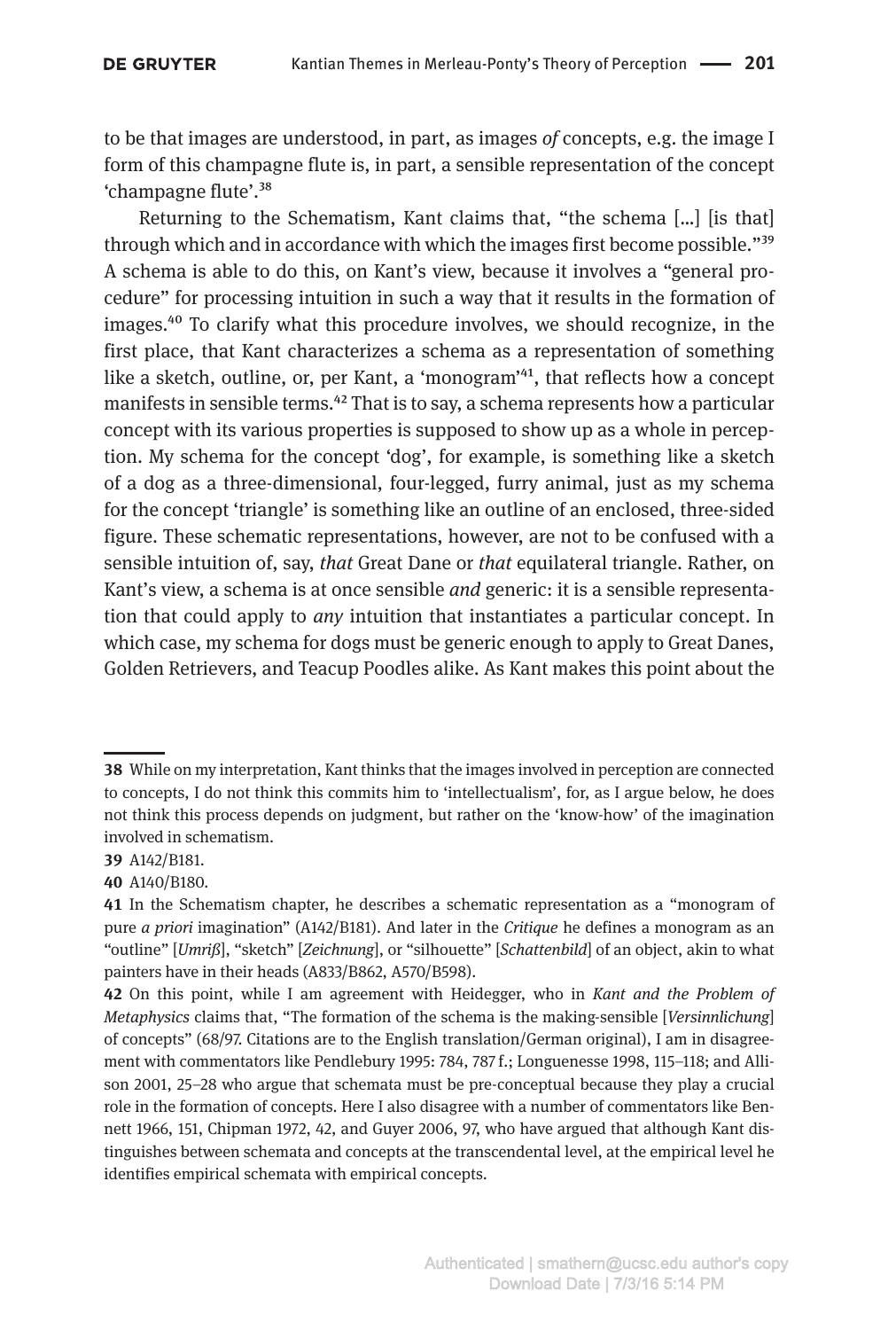to be that images are understood, in part, as images *of* concepts, e.g. the image I form of this champagne flute is, in part, a sensible representation of the concept 'champagne flute'.[38]

Returning to the Schematism, Kant claims that, "the schema […] [is that] through which and in accordance with which the images first become possible."[39] A schema is able to do this, on Kant's view, because it involves a "general procedure" for processing intuition in such a way that it results in the formation of images.[40] To clarify what this procedure involves, we should recognize, in the first place, that Kant characterizes a schema as a representation of something like a sketch, outline, or, per Kant, a 'monogram'[41], that reflects how a concept manifests in sensible terms.[42] That is to say, a schema represents how a particular concept with its various properties is supposed to show up as a whole in perception. My schema for the concept 'dog', for example, is something like a sketch of a dog as a three-dimensional, four-legged, furry animal, just as my schema for the concept 'triangle' is something like an outline of an enclosed, three-sided figure. These schematic representations, however, are not to be confused with a sensible intuition of, say, *that* Great Dane or *that* equilateral triangle. Rather, on Kant's view, a schema is at once sensible *and* generic: it is a sensible representation that could apply to *any* intuition that instantiates a particular concept. In which case, my schema for dogs must be generic enough to apply to Great Danes, Golden Retrievers, and Teacup Poodles alike. As Kant makes this point about the

---

**38** While on my interpretation, Kant thinks that the images involved in perception are connected to concepts, I do not think this commits him to 'intellectualism', for, as I argue below, he does not think this process depends on judgment, but rather on the 'know-how' of the imagination involved in schematism.

**39** A142/B181.

**40** A140/B180.

**41** In the Schematism chapter, he describes a schematic representation as a "monogram of pure *a priori* imagination" (A142/B181). And later in the *Critique* he defines a monogram as an "outline" [*Umriß*], "sketch" [*Zeichnung*], or "silhouette" [*Schattenbild*] of an object, akin to what painters have in their heads (A833/B862, A570/B598).

**42** On this point, while I am agreement with Heidegger, who in *Kant and the Problem of Metaphysics* claims that, "The formation of the schema is the making-sensible [*Versinnlichung*] of concepts" (68/97. Citations are to the English translation/German original), I am in disagreement with commentators like Pendlebury 1995: 784, 787 f.; Longuenesse 1998, 115–118; and Allison 2001, 25–28 who argue that schemata must be pre-conceptual because they play a crucial role in the formation of concepts. Here I also disagree with a number of commentators like Bennett 1966, 151, Chipman 1972, 42, and Guyer 2006, 97, who have argued that although Kant distinguishes between schemata and concepts at the transcendental level, at the empirical level he identifies empirical schemata with empirical concepts.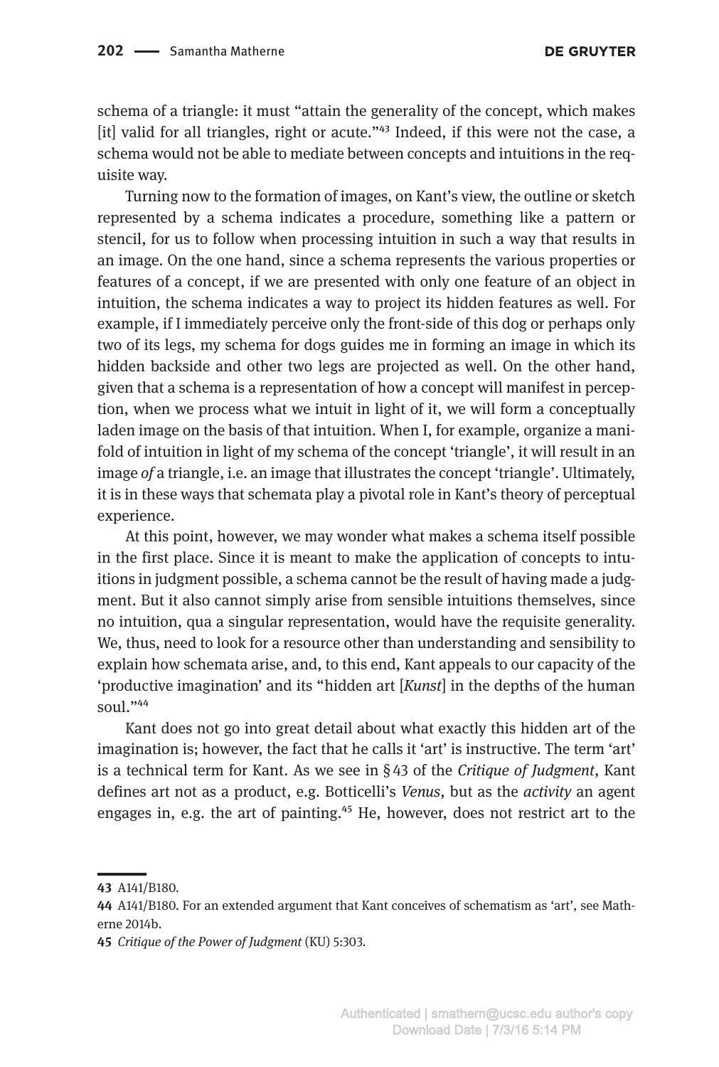schema of a triangle: it must "attain the generality of the concept, which makes [it] valid for all triangles, right or acute."[43] Indeed, if this were not the case, a schema would not be able to mediate between concepts and intuitions in the requisite way.

Turning now to the formation of images, on Kant's view, the outline or sketch represented by a schema indicates a procedure, something like a pattern or stencil, for us to follow when processing intuition in such a way that results in an image. On the one hand, since a schema represents the various properties or features of a concept, if we are presented with only one feature of an object in intuition, the schema indicates a way to project its hidden features as well. For example, if I immediately perceive only the front-side of this dog or perhaps only two of its legs, my schema for dogs guides me in forming an image in which its hidden backside and other two legs are projected as well. On the other hand, given that a schema is a representation of how a concept will manifest in perception, when we process what we intuit in light of it, we will form a conceptually laden image on the basis of that intuition. When I, for example, organize a manifold of intuition in light of my schema of the concept 'triangle', it will result in an image *of* a triangle, i.e. an image that illustrates the concept 'triangle'. Ultimately, it is in these ways that schemata play a pivotal role in Kant's theory of perceptual experience.

At this point, however, we may wonder what makes a schema itself possible in the first place. Since it is meant to make the application of concepts to intuitions in judgment possible, a schema cannot be the result of having made a judgment. But it also cannot simply arise from sensible intuitions themselves, since no intuition, qua a singular representation, would have the requisite generality. We, thus, need to look for a resource other than understanding and sensibility to explain how schemata arise, and, to this end, Kant appeals to our capacity of the 'productive imagination' and its "hidden art [*Kunst*] in the depths of the human soul."[44]

Kant does not go into great detail about what exactly this hidden art of the imagination is; however, the fact that he calls it 'art' is instructive. The term 'art' is a technical term for Kant. As we see in §43 of the *Critique of Judgment*, Kant defines art not as a product, e.g. Botticelli's *Venus*, but as the *activity* an agent engages in, e.g. the art of painting.[45] He, however, does not restrict art to the

---

**43** A141/B180.

**44** A141/B180. For an extended argument that Kant conceives of schematism as 'art', see Matherne 2014b.

**45** *Critique of the Power of Judgment* (KU) 5:303.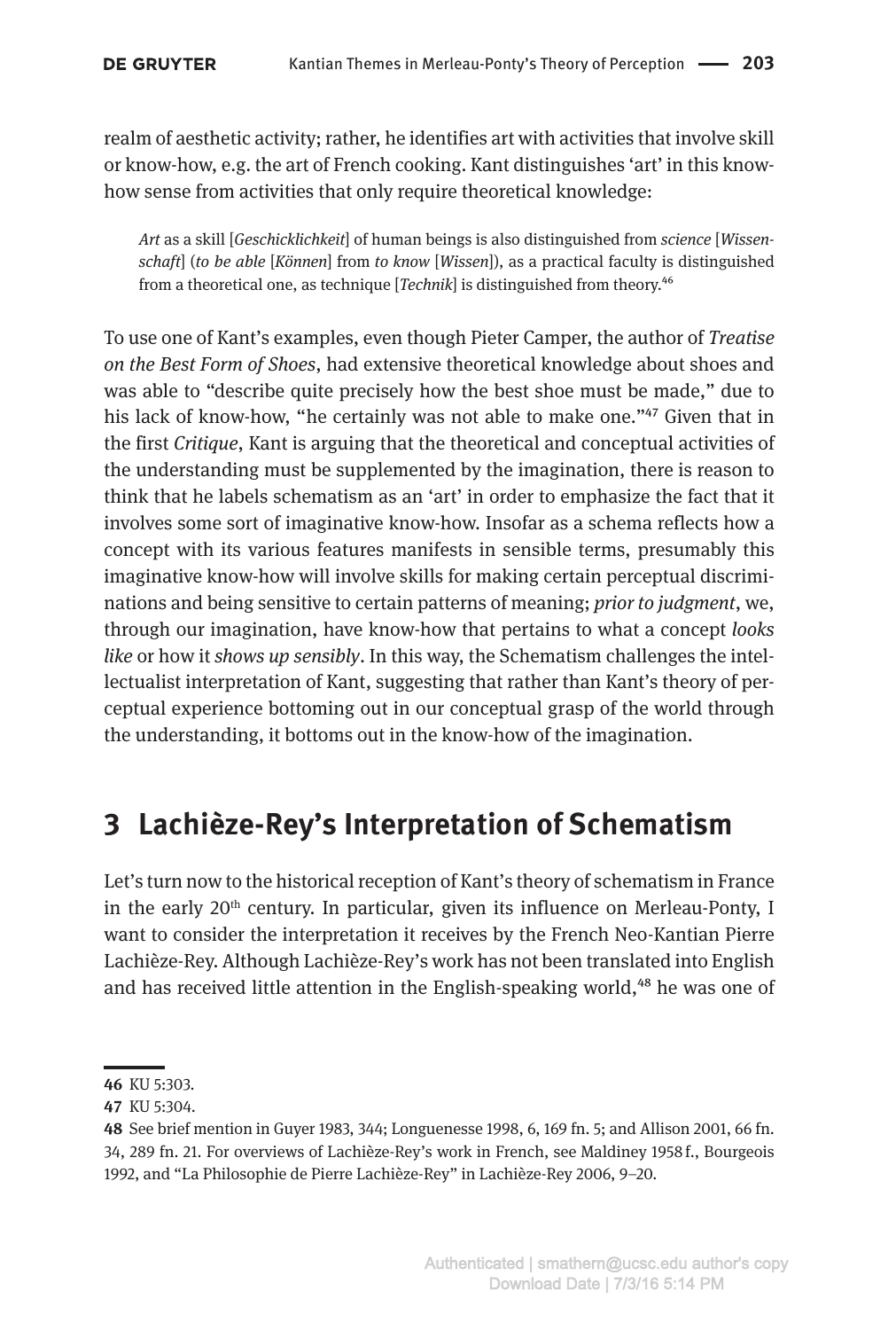realm of aesthetic activity; rather, he identifies art with activities that involve skill or know-how, e.g. the art of French cooking. Kant distinguishes 'art' in this know-how sense from activities that only require theoretical knowledge:

> *Art* as a skill [*Geschicklichkeit*] of human beings is also distinguished from *science* [*Wissenschaft*] (*to be able* [*Können*] from *to know* [*Wissen*]), as a practical faculty is distinguished from a theoretical one, as technique [*Technik*] is distinguished from theory.[46]

To use one of Kant's examples, even though Pieter Camper, the author of *Treatise on the Best Form of Shoes*, had extensive theoretical knowledge about shoes and was able to "describe quite precisely how the best shoe must be made," due to his lack of know-how, "he certainly was not able to make one."[47] Given that in the first *Critique*, Kant is arguing that the theoretical and conceptual activities of the understanding must be supplemented by the imagination, there is reason to think that he labels schematism as an 'art' in order to emphasize the fact that it involves some sort of imaginative know-how. Insofar as a schema reflects how a concept with its various features manifests in sensible terms, presumably this imaginative know-how will involve skills for making certain perceptual discriminations and being sensitive to certain patterns of meaning; *prior to judgment*, we, through our imagination, have know-how that pertains to what a concept *looks like* or how it *shows up sensibly*. In this way, the Schematism challenges the intellectualist interpretation of Kant, suggesting that rather than Kant's theory of perceptual experience bottoming out in our conceptual grasp of the world through the understanding, it bottoms out in the know-how of the imagination.

## 3 Lachièze-Rey's Interpretation of Schematism

Let's turn now to the historical reception of Kant's theory of schematism in France in the early 20th century. In particular, given its influence on Merleau-Ponty, I want to consider the interpretation it receives by the French Neo-Kantian Pierre Lachièze-Rey. Although Lachièze-Rey's work has not been translated into English and has received little attention in the English-speaking world,[48] he was one of

---

**46** KU 5:303.

**47** KU 5:304.

**48** See brief mention in Guyer 1983, 344; Longuenesse 1998, 6, 169 fn. 5; and Allison 2001, 66 fn. 34, 289 fn. 21. For overviews of Lachièze-Rey's work in French, see Maldiney 1958 f., Bourgeois 1992, and "La Philosophie de Pierre Lachièze-Rey" in Lachièze-Rey 2006, 9–20.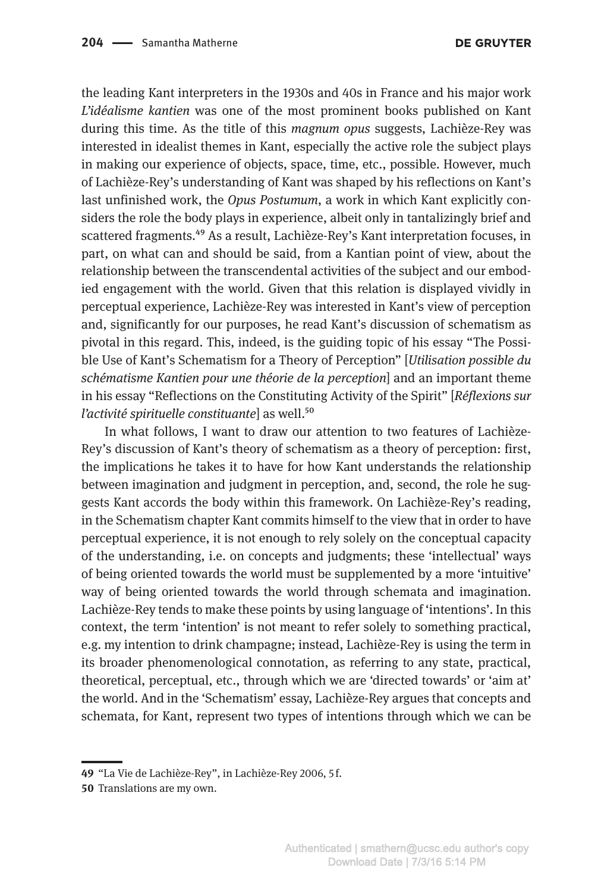the leading Kant interpreters in the 1930s and 40s in France and his major work *L'idéalisme kantien* was one of the most prominent books published on Kant during this time. As the title of this *magnum opus* suggests, Lachièze-Rey was interested in idealist themes in Kant, especially the active role the subject plays in making our experience of objects, space, time, etc., possible. However, much of Lachièze-Rey's understanding of Kant was shaped by his reflections on Kant's last unfinished work, the *Opus Postumum*, a work in which Kant explicitly considers the role the body plays in experience, albeit only in tantalizingly brief and scattered fragments.[49] As a result, Lachièze-Rey's Kant interpretation focuses, in part, on what can and should be said, from a Kantian point of view, about the relationship between the transcendental activities of the subject and our embodied engagement with the world. Given that this relation is displayed vividly in perceptual experience, Lachièze-Rey was interested in Kant's view of perception and, significantly for our purposes, he read Kant's discussion of schematism as pivotal in this regard. This, indeed, is the guiding topic of his essay "The Possible Use of Kant's Schematism for a Theory of Perception" [*Utilisation possible du schématisme Kantien pour une théorie de la perception*] and an important theme in his essay "Reflections on the Constituting Activity of the Spirit" [*Réflexions sur l'activité spirituelle constituante*] as well.[50]

In what follows, I want to draw our attention to two features of Lachièze-Rey's discussion of Kant's theory of schematism as a theory of perception: first, the implications he takes it to have for how Kant understands the relationship between imagination and judgment in perception, and, second, the role he suggests Kant accords the body within this framework. On Lachièze-Rey's reading, in the Schematism chapter Kant commits himself to the view that in order to have perceptual experience, it is not enough to rely solely on the conceptual capacity of the understanding, i.e. on concepts and judgments; these 'intellectual' ways of being oriented towards the world must be supplemented by a more 'intuitive' way of being oriented towards the world through schemata and imagination. Lachièze-Rey tends to make these points by using language of 'intentions'. In this context, the term 'intention' is not meant to refer solely to something practical, e.g. my intention to drink champagne; instead, Lachièze-Rey is using the term in its broader phenomenological connotation, as referring to any state, practical, theoretical, perceptual, etc., through which we are 'directed towards' or 'aim at' the world. And in the 'Schematism' essay, Lachièze-Rey argues that concepts and schemata, for Kant, represent two types of intentions through which we can be

---

49 "La Vie de Lachièze-Rey", in Lachièze-Rey 2006, 5 f.

50 Translations are my own.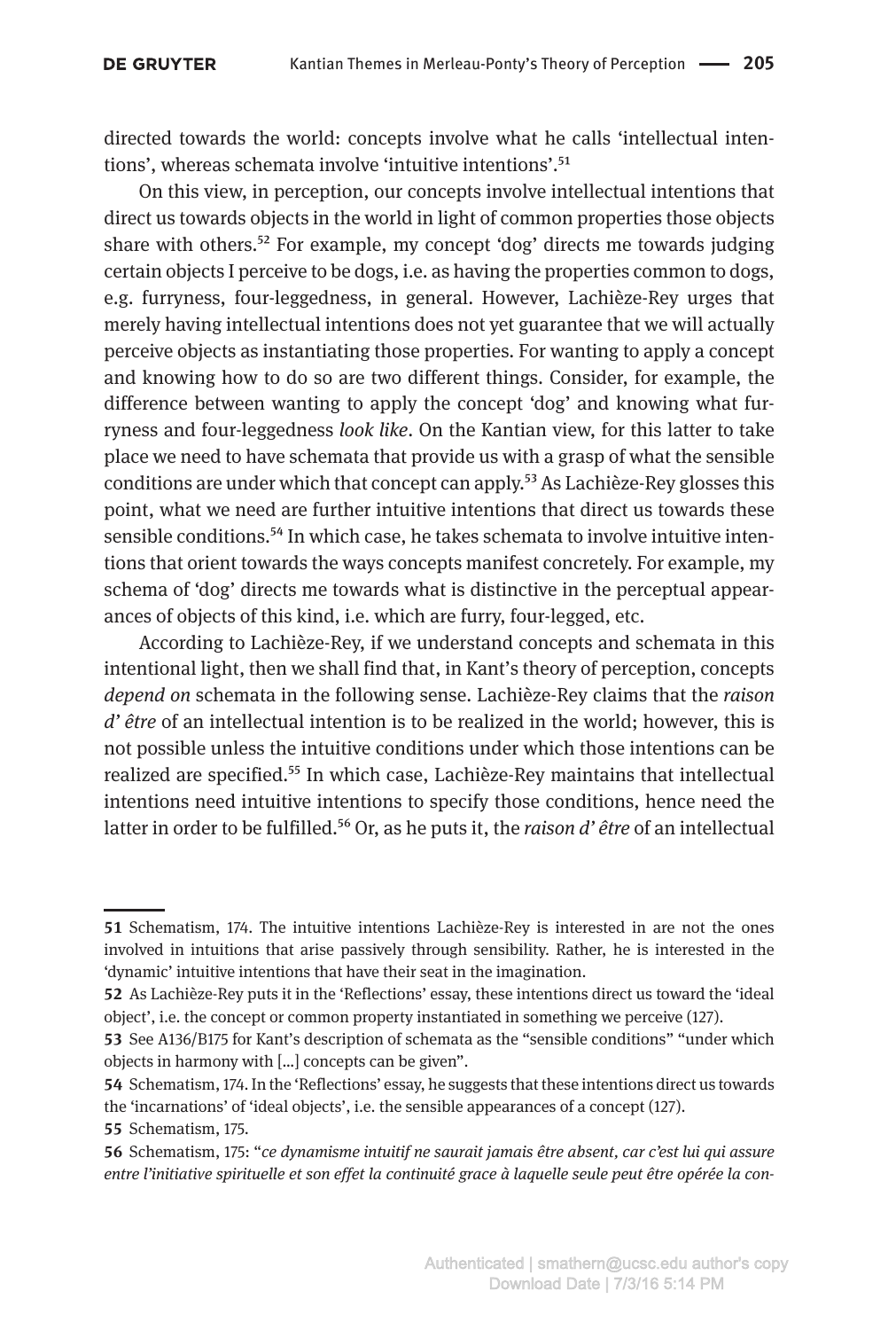directed towards the world: concepts involve what he calls 'intellectual intentions', whereas schemata involve 'intuitive intentions'.[51]

On this view, in perception, our concepts involve intellectual intentions that direct us towards objects in the world in light of common properties those objects share with others.[52] For example, my concept 'dog' directs me towards judging certain objects I perceive to be dogs, i.e. as having the properties common to dogs, e.g. furryness, four-leggedness, in general. However, Lachièze-Rey urges that merely having intellectual intentions does not yet guarantee that we will actually perceive objects as instantiating those properties. For wanting to apply a concept and knowing how to do so are two different things. Consider, for example, the difference between wanting to apply the concept 'dog' and knowing what furryness and four-leggedness *look like*. On the Kantian view, for this latter to take place we need to have schemata that provide us with a grasp of what the sensible conditions are under which that concept can apply.[53] As Lachièze-Rey glosses this point, what we need are further intuitive intentions that direct us towards these sensible conditions.[54] In which case, he takes schemata to involve intuitive intentions that orient towards the ways concepts manifest concretely. For example, my schema of 'dog' directs me towards what is distinctive in the perceptual appearances of objects of this kind, i.e. which are furry, four-legged, etc.

According to Lachièze-Rey, if we understand concepts and schemata in this intentional light, then we shall find that, in Kant's theory of perception, concepts *depend on* schemata in the following sense. Lachièze-Rey claims that the *raison d' être* of an intellectual intention is to be realized in the world; however, this is not possible unless the intuitive conditions under which those intentions can be realized are specified.[55] In which case, Lachièze-Rey maintains that intellectual intentions need intuitive intentions to specify those conditions, hence need the latter in order to be fulfilled.[56] Or, as he puts it, the *raison d' être* of an intellectual

---

**51** Schematism, 174. The intuitive intentions Lachièze-Rey is interested in are not the ones involved in intuitions that arise passively through sensibility. Rather, he is interested in the 'dynamic' intuitive intentions that have their seat in the imagination.

**52** As Lachièze-Rey puts it in the 'Reflections' essay, these intentions direct us toward the 'ideal object', i.e. the concept or common property instantiated in something we perceive (127).

**53** See A136/B175 for Kant's description of schemata as the "sensible conditions" "under which objects in harmony with [...] concepts can be given".

**54** Schematism, 174. In the 'Reflections' essay, he suggests that these intentions direct us towards the 'incarnations' of 'ideal objects', i.e. the sensible appearances of a concept (127).

**55** Schematism, 175.

**56** Schematism, 175: "*ce dynamisme intuitif ne saurait jamais être absent, car c'est lui qui assure entre l'initiative spirituelle et son effet la continuité grace à laquelle seule peut être opérée la con-*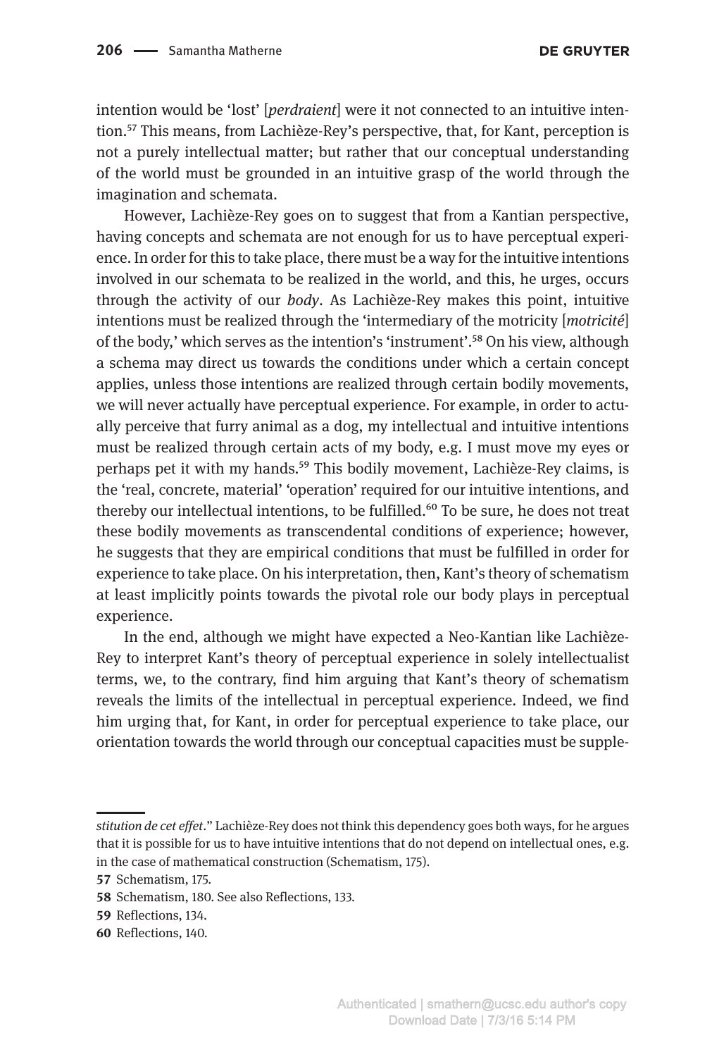intention would be 'lost' [*perdraient*] were it not connected to an intuitive intention.[57] This means, from Lachièze-Rey's perspective, that, for Kant, perception is not a purely intellectual matter; but rather that our conceptual understanding of the world must be grounded in an intuitive grasp of the world through the imagination and schemata.

However, Lachièze-Rey goes on to suggest that from a Kantian perspective, having concepts and schemata are not enough for us to have perceptual experience. In order for this to take place, there must be a way for the intuitive intentions involved in our schemata to be realized in the world, and this, he urges, occurs through the activity of our *body*. As Lachièze-Rey makes this point, intuitive intentions must be realized through the 'intermediary of the motricity [*motricité*] of the body,' which serves as the intention's 'instrument'.[58] On his view, although a schema may direct us towards the conditions under which a certain concept applies, unless those intentions are realized through certain bodily movements, we will never actually have perceptual experience. For example, in order to actually perceive that furry animal as a dog, my intellectual and intuitive intentions must be realized through certain acts of my body, e.g. I must move my eyes or perhaps pet it with my hands.[59] This bodily movement, Lachièze-Rey claims, is the 'real, concrete, material' 'operation' required for our intuitive intentions, and thereby our intellectual intentions, to be fulfilled.[60] To be sure, he does not treat these bodily movements as transcendental conditions of experience; however, he suggests that they are empirical conditions that must be fulfilled in order for experience to take place. On his interpretation, then, Kant's theory of schematism at least implicitly points towards the pivotal role our body plays in perceptual experience.

In the end, although we might have expected a Neo-Kantian like Lachièze-Rey to interpret Kant's theory of perceptual experience in solely intellectualist terms, we, to the contrary, find him arguing that Kant's theory of schematism reveals the limits of the intellectual in perceptual experience. Indeed, we find him urging that, for Kant, in order for perceptual experience to take place, our orientation towards the world through our conceptual capacities must be supple-

---

*stitution de cet effet*." Lachièze-Rey does not think this dependency goes both ways, for he argues that it is possible for us to have intuitive intentions that do not depend on intellectual ones, e.g. in the case of mathematical construction (Schematism, 175).

57 Schematism, 175.

58 Schematism, 180. See also Reflections, 133.

59 Reflections, 134.

60 Reflections, 140.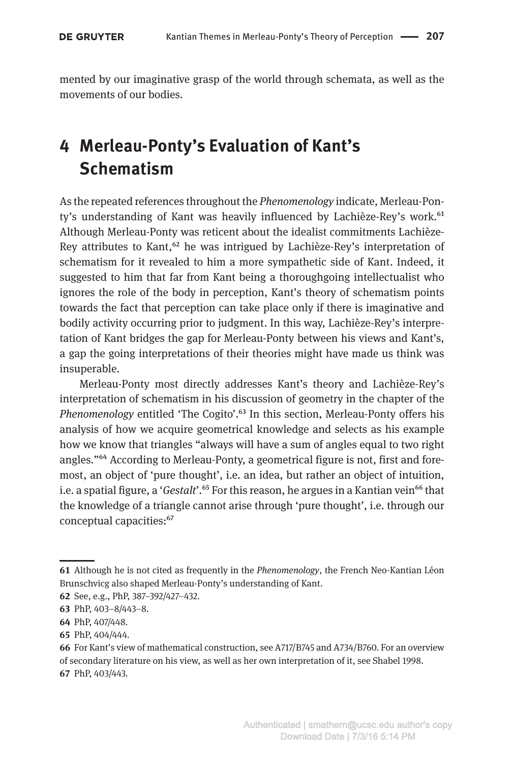mented by our imaginative grasp of the world through schemata, as well as the movements of our bodies.

## 4 Merleau-Ponty's Evaluation of Kant's Schematism

As the repeated references throughout the *Phenomenology* indicate, Merleau-Ponty's understanding of Kant was heavily influenced by Lachièze-Rey's work.[61] Although Merleau-Ponty was reticent about the idealist commitments Lachièze-Rey attributes to Kant,[62] he was intrigued by Lachièze-Rey's interpretation of schematism for it revealed to him a more sympathetic side of Kant. Indeed, it suggested to him that far from Kant being a thoroughgoing intellectualist who ignores the role of the body in perception, Kant's theory of schematism points towards the fact that perception can take place only if there is imaginative and bodily activity occurring prior to judgment. In this way, Lachièze-Rey's interpretation of Kant bridges the gap for Merleau-Ponty between his views and Kant's, a gap the going interpretations of their theories might have made us think was insuperable.

Merleau-Ponty most directly addresses Kant's theory and Lachièze-Rey's interpretation of schematism in his discussion of geometry in the chapter of the *Phenomenology* entitled 'The Cogito'.[63] In this section, Merleau-Ponty offers his analysis of how we acquire geometrical knowledge and selects as his example how we know that triangles "always will have a sum of angles equal to two right angles."[64] According to Merleau-Ponty, a geometrical figure is not, first and foremost, an object of 'pure thought', i.e. an idea, but rather an object of intuition, i.e. a spatial figure, a '*Gestalt*'.[65] For this reason, he argues in a Kantian vein[66] that the knowledge of a triangle cannot arise through 'pure thought', i.e. through our conceptual capacities:[67]

---

**61** Although he is not cited as frequently in the *Phenomenology*, the French Neo-Kantian Léon Brunschvicg also shaped Merleau-Ponty's understanding of Kant.

**62** See, e.g., PhP, 387–392/427–432.

**63** PhP, 403–8/443–8.

**64** PhP, 407/448.

**65** PhP, 404/444.

**66** For Kant's view of mathematical construction, see A717/B745 and A734/B760. For an overview of secondary literature on his view, as well as her own interpretation of it, see Shabel 1998.

**67** PhP, 403/443.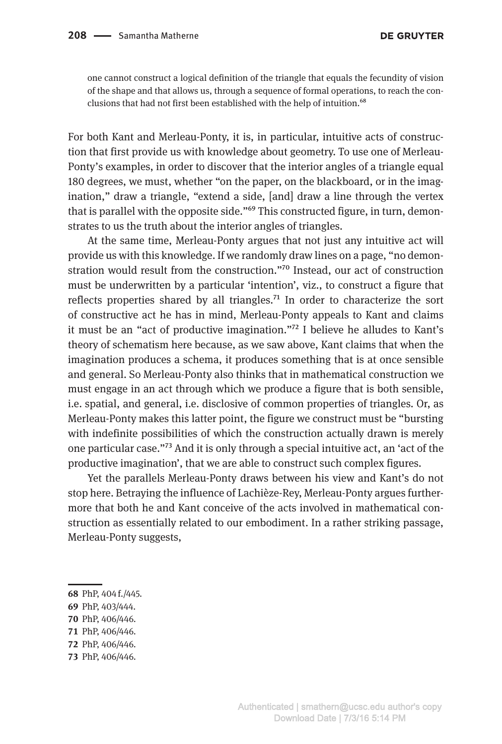> one cannot construct a logical definition of the triangle that equals the fecundity of vision of the shape and that allows us, through a sequence of formal operations, to reach the conclusions that had not first been established with the help of intuition.[68]

For both Kant and Merleau-Ponty, it is, in particular, intuitive acts of construction that first provide us with knowledge about geometry. To use one of Merleau-Ponty's examples, in order to discover that the interior angles of a triangle equal 180 degrees, we must, whether "on the paper, on the blackboard, or in the imagination," draw a triangle, "extend a side, [and] draw a line through the vertex that is parallel with the opposite side."[69] This constructed figure, in turn, demonstrates to us the truth about the interior angles of triangles.

At the same time, Merleau-Ponty argues that not just any intuitive act will provide us with this knowledge. If we randomly draw lines on a page, "no demonstration would result from the construction."[70] Instead, our act of construction must be underwritten by a particular 'intention', viz., to construct a figure that reflects properties shared by all triangles.[71] In order to characterize the sort of constructive act he has in mind, Merleau-Ponty appeals to Kant and claims it must be an "act of productive imagination."[72] I believe he alludes to Kant's theory of schematism here because, as we saw above, Kant claims that when the imagination produces a schema, it produces something that is at once sensible and general. So Merleau-Ponty also thinks that in mathematical construction we must engage in an act through which we produce a figure that is both sensible, i.e. spatial, and general, i.e. disclosive of common properties of triangles. Or, as Merleau-Ponty makes this latter point, the figure we construct must be "bursting with indefinite possibilities of which the construction actually drawn is merely one particular case."[73] And it is only through a special intuitive act, an 'act of the productive imagination', that we are able to construct such complex figures.

Yet the parallels Merleau-Ponty draws between his view and Kant's do not stop here. Betraying the influence of Lachièze-Rey, Merleau-Ponty argues furthermore that both he and Kant conceive of the acts involved in mathematical construction as essentially related to our embodiment. In a rather striking passage, Merleau-Ponty suggests,

---

68 PhP, 404 f./445.

69 PhP, 403/444.

70 PhP, 406/446.

71 PhP, 406/446.

72 PhP, 406/446.

73 PhP, 406/446.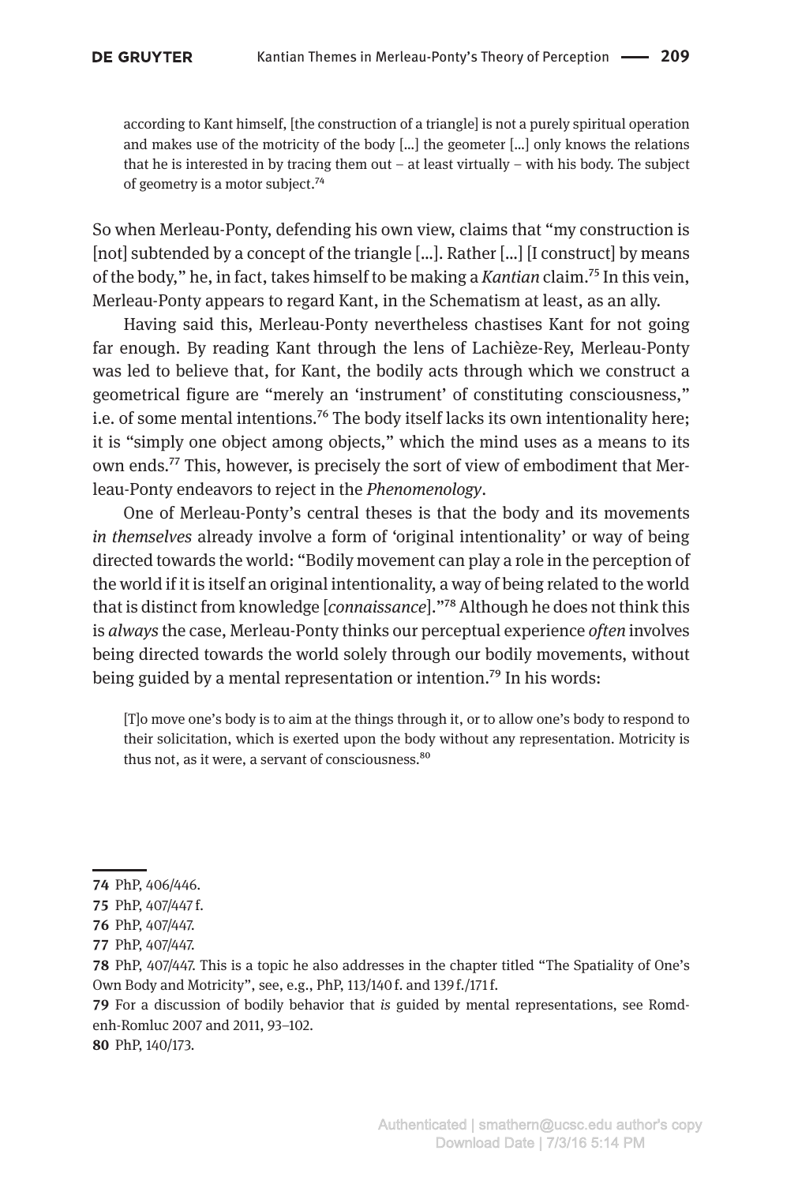> according to Kant himself, [the construction of a triangle] is not a purely spiritual operation and makes use of the motricity of the body […] the geometer […] only knows the relations that he is interested in by tracing them out – at least virtually – with his body. The subject of geometry is a motor subject.[74]

So when Merleau-Ponty, defending his own view, claims that "my construction is [not] subtended by a concept of the triangle […]. Rather […] [I construct] by means of the body," he, in fact, takes himself to be making a *Kantian* claim.[75] In this vein, Merleau-Ponty appears to regard Kant, in the Schematism at least, as an ally.

Having said this, Merleau-Ponty nevertheless chastises Kant for not going far enough. By reading Kant through the lens of Lachièze-Rey, Merleau-Ponty was led to believe that, for Kant, the bodily acts through which we construct a geometrical figure are "merely an 'instrument' of constituting consciousness," i.e. of some mental intentions.[76] The body itself lacks its own intentionality here; it is "simply one object among objects," which the mind uses as a means to its own ends.[77] This, however, is precisely the sort of view of embodiment that Merleau-Ponty endeavors to reject in the *Phenomenology*.

One of Merleau-Ponty's central theses is that the body and its movements *in themselves* already involve a form of 'original intentionality' or way of being directed towards the world: "Bodily movement can play a role in the perception of the world if it is itself an original intentionality, a way of being related to the world that is distinct from knowledge [*connaissance*]."[78] Although he does not think this is *always* the case, Merleau-Ponty thinks our perceptual experience *often* involves being directed towards the world solely through our bodily movements, without being guided by a mental representation or intention.[79] In his words:

> [T]o move one's body is to aim at the things through it, or to allow one's body to respond to their solicitation, which is exerted upon the body without any representation. Motricity is thus not, as it were, a servant of consciousness.[80]

---

**74** PhP, 406/446.

**75** PhP, 407/447 f.

**76** PhP, 407/447.

**77** PhP, 407/447.

**78** PhP, 407/447. This is a topic he also addresses in the chapter titled "The Spatiality of One's Own Body and Motricity", see, e.g., PhP, 113/140 f. and 139 f./171 f.

**79** For a discussion of bodily behavior that *is* guided by mental representations, see Romdenh-Romluc 2007 and 2011, 93–102.

**80** PhP, 140/173.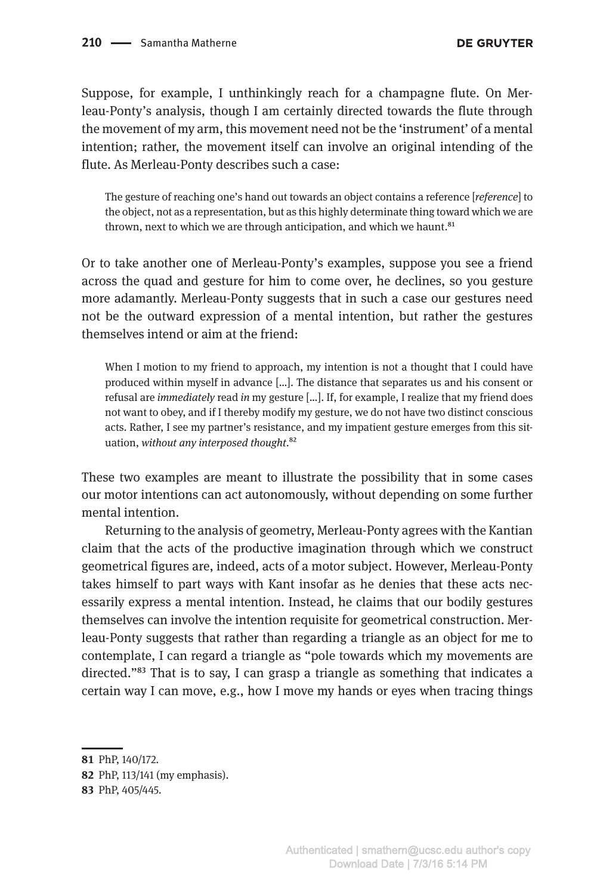Suppose, for example, I unthinkingly reach for a champagne flute. On Merleau-Ponty's analysis, though I am certainly directed towards the flute through the movement of my arm, this movement need not be the 'instrument' of a mental intention; rather, the movement itself can involve an original intending of the flute. As Merleau-Ponty describes such a case:

> The gesture of reaching one's hand out towards an object contains a reference [*reference*] to the object, not as a representation, but as this highly determinate thing toward which we are thrown, next to which we are through anticipation, and which we haunt.[81]

Or to take another one of Merleau-Ponty's examples, suppose you see a friend across the quad and gesture for him to come over, he declines, so you gesture more adamantly. Merleau-Ponty suggests that in such a case our gestures need not be the outward expression of a mental intention, but rather the gestures themselves intend or aim at the friend:

> When I motion to my friend to approach, my intention is not a thought that I could have produced within myself in advance [...]. The distance that separates us and his consent or refusal are *immediately* read *in* my gesture [...]. If, for example, I realize that my friend does not want to obey, and if I thereby modify my gesture, we do not have two distinct conscious acts. Rather, I see my partner's resistance, and my impatient gesture emerges from this situation, *without any interposed thought*.[82]

These two examples are meant to illustrate the possibility that in some cases our motor intentions can act autonomously, without depending on some further mental intention.

Returning to the analysis of geometry, Merleau-Ponty agrees with the Kantian claim that the acts of the productive imagination through which we construct geometrical figures are, indeed, acts of a motor subject. However, Merleau-Ponty takes himself to part ways with Kant insofar as he denies that these acts necessarily express a mental intention. Instead, he claims that our bodily gestures themselves can involve the intention requisite for geometrical construction. Merleau-Ponty suggests that rather than regarding a triangle as an object for me to contemplate, I can regard a triangle as "pole towards which my movements are directed."[83] That is to say, I can grasp a triangle as something that indicates a certain way I can move, e.g., how I move my hands or eyes when tracing things

---

81 PhP, 140/172.

82 PhP, 113/141 (my emphasis).

83 PhP, 405/445.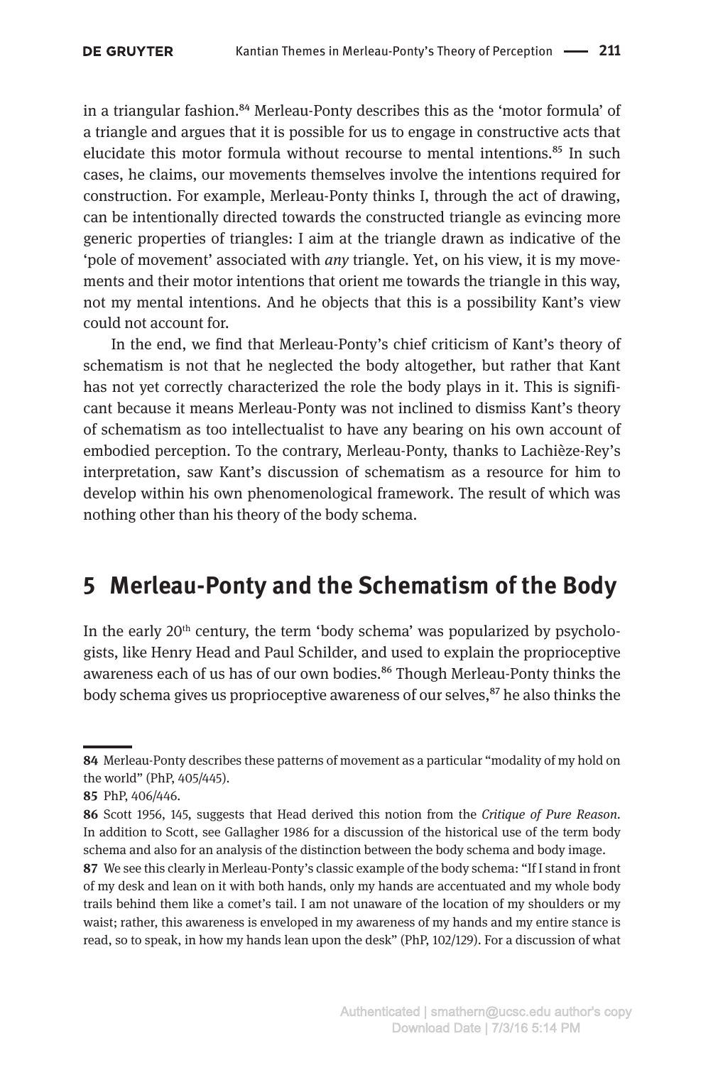in a triangular fashion.[84] Merleau-Ponty describes this as the 'motor formula' of a triangle and argues that it is possible for us to engage in constructive acts that elucidate this motor formula without recourse to mental intentions.[85] In such cases, he claims, our movements themselves involve the intentions required for construction. For example, Merleau-Ponty thinks I, through the act of drawing, can be intentionally directed towards the constructed triangle as evincing more generic properties of triangles: I aim at the triangle drawn as indicative of the 'pole of movement' associated with *any* triangle. Yet, on his view, it is my movements and their motor intentions that orient me towards the triangle in this way, not my mental intentions. And he objects that this is a possibility Kant's view could not account for.

In the end, we find that Merleau-Ponty's chief criticism of Kant's theory of schematism is not that he neglected the body altogether, but rather that Kant has not yet correctly characterized the role the body plays in it. This is significant because it means Merleau-Ponty was not inclined to dismiss Kant's theory of schematism as too intellectualist to have any bearing on his own account of embodied perception. To the contrary, Merleau-Ponty, thanks to Lachièze-Rey's interpretation, saw Kant's discussion of schematism as a resource for him to develop within his own phenomenological framework. The result of which was nothing other than his theory of the body schema.

## 5 Merleau-Ponty and the Schematism of the Body

In the early 20th century, the term 'body schema' was popularized by psychologists, like Henry Head and Paul Schilder, and used to explain the proprioceptive awareness each of us has of our own bodies.[86] Though Merleau-Ponty thinks the body schema gives us proprioceptive awareness of our selves,[87] he also thinks the

---

**84** Merleau-Ponty describes these patterns of movement as a particular "modality of my hold on the world" (PhP, 405/445).

**85** PhP, 406/446.

**86** Scott 1956, 145, suggests that Head derived this notion from the *Critique of Pure Reason*. In addition to Scott, see Gallagher 1986 for a discussion of the historical use of the term body schema and also for an analysis of the distinction between the body schema and body image.

**87** We see this clearly in Merleau-Ponty's classic example of the body schema: "If I stand in front of my desk and lean on it with both hands, only my hands are accentuated and my whole body trails behind them like a comet's tail. I am not unaware of the location of my shoulders or my waist; rather, this awareness is enveloped in my awareness of my hands and my entire stance is read, so to speak, in how my hands lean upon the desk" (PhP, 102/129). For a discussion of what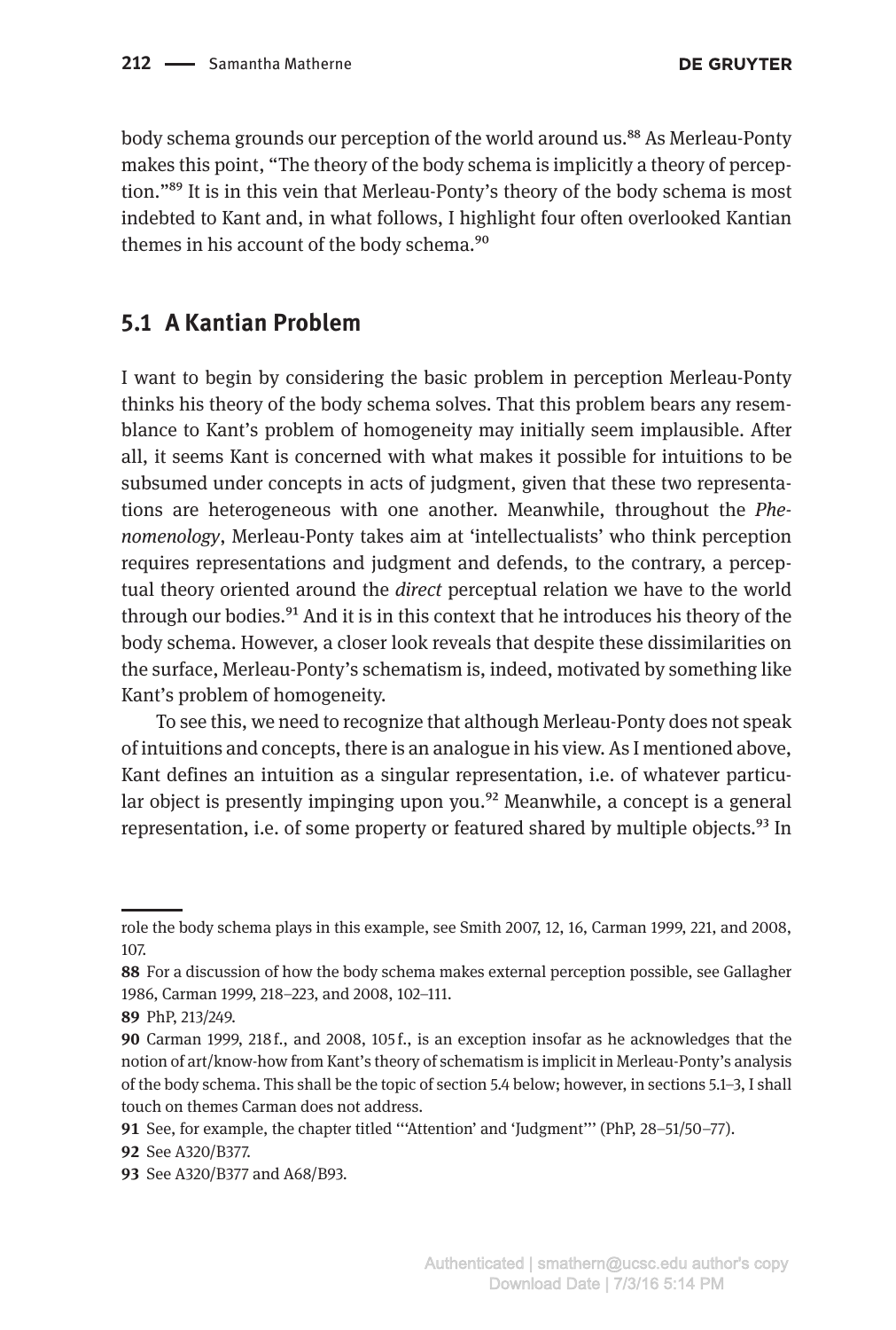body schema grounds our perception of the world around us.[88] As Merleau-Ponty makes this point, "The theory of the body schema is implicitly a theory of perception."[89] It is in this vein that Merleau-Ponty's theory of the body schema is most indebted to Kant and, in what follows, I highlight four often overlooked Kantian themes in his account of the body schema.[90]

## 5.1 A Kantian Problem

I want to begin by considering the basic problem in perception Merleau-Ponty thinks his theory of the body schema solves. That this problem bears any resemblance to Kant's problem of homogeneity may initially seem implausible. After all, it seems Kant is concerned with what makes it possible for intuitions to be subsumed under concepts in acts of judgment, given that these two representations are heterogeneous with one another. Meanwhile, throughout the *Phenomenology*, Merleau-Ponty takes aim at 'intellectualists' who think perception requires representations and judgment and defends, to the contrary, a perceptual theory oriented around the *direct* perceptual relation we have to the world through our bodies.[91] And it is in this context that he introduces his theory of the body schema. However, a closer look reveals that despite these dissimilarities on the surface, Merleau-Ponty's schematism is, indeed, motivated by something like Kant's problem of homogeneity.

To see this, we need to recognize that although Merleau-Ponty does not speak of intuitions and concepts, there is an analogue in his view. As I mentioned above, Kant defines an intuition as a singular representation, i.e. of whatever particular object is presently impinging upon you.[92] Meanwhile, a concept is a general representation, i.e. of some property or featured shared by multiple objects.[93] In

---

role the body schema plays in this example, see Smith 2007, 12, 16, Carman 1999, 221, and 2008, 107.

**88** For a discussion of how the body schema makes external perception possible, see Gallagher 1986, Carman 1999, 218–223, and 2008, 102–111.

**89** PhP, 213/249.

**90** Carman 1999, 218 f., and 2008, 105 f., is an exception insofar as he acknowledges that the notion of art/know-how from Kant's theory of schematism is implicit in Merleau-Ponty's analysis of the body schema. This shall be the topic of section 5.4 below; however, in sections 5.1–3, I shall touch on themes Carman does not address.

**91** See, for example, the chapter titled "'Attention' and 'Judgment'" (PhP, 28–51/50–77).

**92** See A320/B377.

**93** See A320/B377 and A68/B93.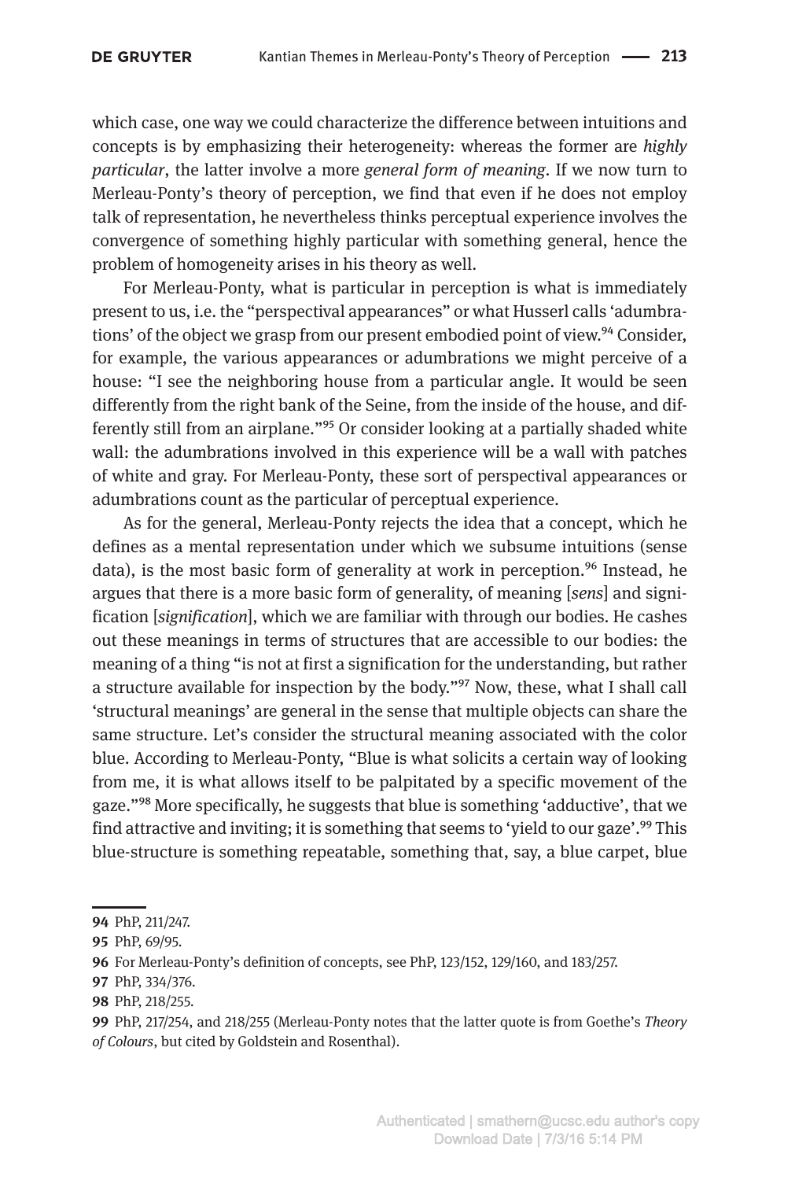which case, one way we could characterize the difference between intuitions and concepts is by emphasizing their heterogeneity: whereas the former are *highly particular*, the latter involve a more *general form of meaning*. If we now turn to Merleau-Ponty's theory of perception, we find that even if he does not employ talk of representation, he nevertheless thinks perceptual experience involves the convergence of something highly particular with something general, hence the problem of homogeneity arises in his theory as well.

For Merleau-Ponty, what is particular in perception is what is immediately present to us, i.e. the "perspectival appearances" or what Husserl calls 'adumbrations' of the object we grasp from our present embodied point of view.[94] Consider, for example, the various appearances or adumbrations we might perceive of a house: "I see the neighboring house from a particular angle. It would be seen differently from the right bank of the Seine, from the inside of the house, and differently still from an airplane."[95] Or consider looking at a partially shaded white wall: the adumbrations involved in this experience will be a wall with patches of white and gray. For Merleau-Ponty, these sort of perspectival appearances or adumbrations count as the particular of perceptual experience.

As for the general, Merleau-Ponty rejects the idea that a concept, which he defines as a mental representation under which we subsume intuitions (sense data), is the most basic form of generality at work in perception.[96] Instead, he argues that there is a more basic form of generality, of meaning [*sens*] and signification [*signification*], which we are familiar with through our bodies. He cashes out these meanings in terms of structures that are accessible to our bodies: the meaning of a thing "is not at first a signification for the understanding, but rather a structure available for inspection by the body."[97] Now, these, what I shall call 'structural meanings' are general in the sense that multiple objects can share the same structure. Let's consider the structural meaning associated with the color blue. According to Merleau-Ponty, "Blue is what solicits a certain way of looking from me, it is what allows itself to be palpitated by a specific movement of the gaze."[98] More specifically, he suggests that blue is something 'adductive', that we find attractive and inviting; it is something that seems to 'yield to our gaze'.[99] This blue-structure is something repeatable, something that, say, a blue carpet, blue

---

**94** PhP, 211/247.

**95** PhP, 69/95.

**96** For Merleau-Ponty's definition of concepts, see PhP, 123/152, 129/160, and 183/257.

**97** PhP, 334/376.

**98** PhP, 218/255.

**99** PhP, 217/254, and 218/255 (Merleau-Ponty notes that the latter quote is from Goethe's *Theory of Colours*, but cited by Goldstein and Rosenthal).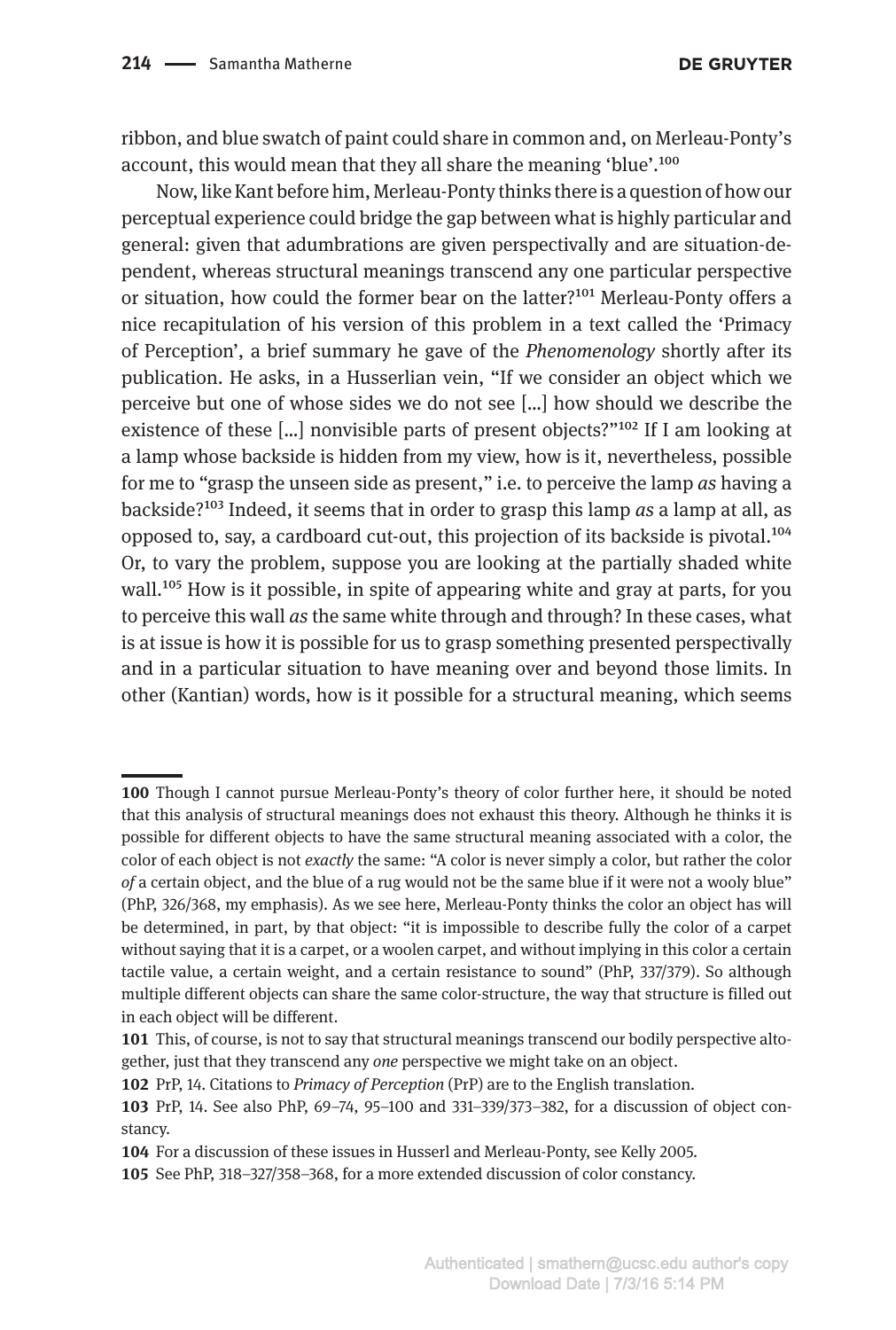ribbon, and blue swatch of paint could share in common and, on Merleau-Ponty's account, this would mean that they all share the meaning 'blue'.[100]

Now, like Kant before him, Merleau-Ponty thinks there is a question of how our perceptual experience could bridge the gap between what is highly particular and general: given that adumbrations are given perspectivally and are situation-dependent, whereas structural meanings transcend any one particular perspective or situation, how could the former bear on the latter?[101] Merleau-Ponty offers a nice recapitulation of his version of this problem in a text called the 'Primacy of Perception', a brief summary he gave of the *Phenomenology* shortly after its publication. He asks, in a Husserlian vein, "If we consider an object which we perceive but one of whose sides we do not see […] how should we describe the existence of these […] nonvisible parts of present objects?"[102] If I am looking at a lamp whose backside is hidden from my view, how is it, nevertheless, possible for me to "grasp the unseen side as present," i.e. to perceive the lamp *as* having a backside?[103] Indeed, it seems that in order to grasp this lamp *as* a lamp at all, as opposed to, say, a cardboard cut-out, this projection of its backside is pivotal.[104] Or, to vary the problem, suppose you are looking at the partially shaded white wall.[105] How is it possible, in spite of appearing white and gray at parts, for you to perceive this wall *as* the same white through and through? In these cases, what is at issue is how it is possible for us to grasp something presented perspectivally and in a particular situation to have meaning over and beyond those limits. In other (Kantian) words, how is it possible for a structural meaning, which seems

---

**100** Though I cannot pursue Merleau-Ponty's theory of color further here, it should be noted that this analysis of structural meanings does not exhaust this theory. Although he thinks it is possible for different objects to have the same structural meaning associated with a color, the color of each object is not *exactly* the same: "A color is never simply a color, but rather the color *of* a certain object, and the blue of a rug would not be the same blue if it were not a wooly blue" (PhP, 326/368, my emphasis). As we see here, Merleau-Ponty thinks the color an object has will be determined, in part, by that object: "it is impossible to describe fully the color of a carpet without saying that it is a carpet, or a woolen carpet, and without implying in this color a certain tactile value, a certain weight, and a certain resistance to sound" (PhP, 337/379). So although multiple different objects can share the same color-structure, the way that structure is filled out in each object will be different.

**101** This, of course, is not to say that structural meanings transcend our bodily perspective altogether, just that they transcend any *one* perspective we might take on an object.

**102** PrP, 14. Citations to *Primacy of Perception* (PrP) are to the English translation.

**103** PrP, 14. See also PhP, 69–74, 95–100 and 331–339/373–382, for a discussion of object constancy.

**104** For a discussion of these issues in Husserl and Merleau-Ponty, see Kelly 2005.

**105** See PhP, 318–327/358–368, for a more extended discussion of color constancy.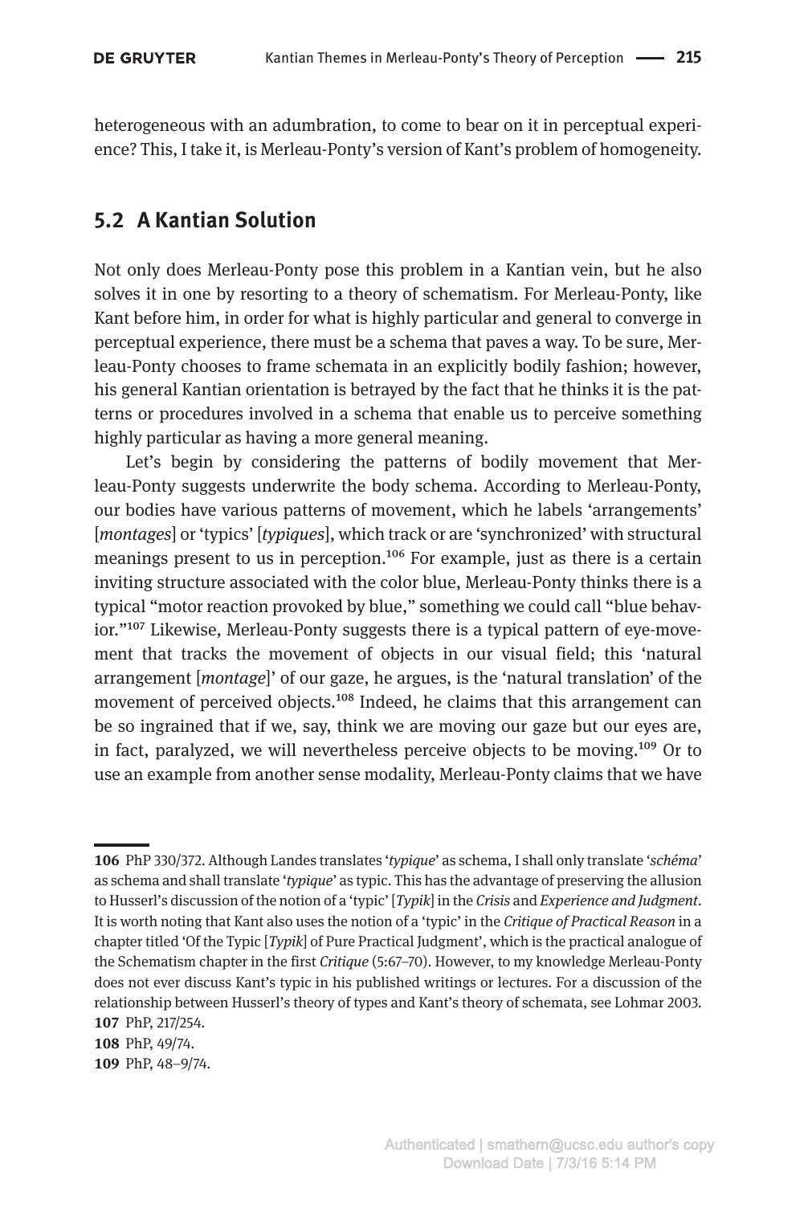heterogeneous with an adumbration, to come to bear on it in perceptual experience? This, I take it, is Merleau-Ponty's version of Kant's problem of homogeneity.

## 5.2 A Kantian Solution

Not only does Merleau-Ponty pose this problem in a Kantian vein, but he also solves it in one by resorting to a theory of schematism. For Merleau-Ponty, like Kant before him, in order for what is highly particular and general to converge in perceptual experience, there must be a schema that paves a way. To be sure, Merleau-Ponty chooses to frame schemata in an explicitly bodily fashion; however, his general Kantian orientation is betrayed by the fact that he thinks it is the patterns or procedures involved in a schema that enable us to perceive something highly particular as having a more general meaning.

Let's begin by considering the patterns of bodily movement that Merleau-Ponty suggests underwrite the body schema. According to Merleau-Ponty, our bodies have various patterns of movement, which he labels 'arrangements' [*montages*] or 'typics' [*typiques*], which track or are 'synchronized' with structural meanings present to us in perception.[106] For example, just as there is a certain inviting structure associated with the color blue, Merleau-Ponty thinks there is a typical "motor reaction provoked by blue," something we could call "blue behavior."[107] Likewise, Merleau-Ponty suggests there is a typical pattern of eye-movement that tracks the movement of objects in our visual field; this 'natural arrangement [*montage*]' of our gaze, he argues, is the 'natural translation' of the movement of perceived objects.[108] Indeed, he claims that this arrangement can be so ingrained that if we, say, think we are moving our gaze but our eyes are, in fact, paralyzed, we will nevertheless perceive objects to be moving.[109] Or to use an example from another sense modality, Merleau-Ponty claims that we have

---

**106** PhP 330/372. Although Landes translates '*typique*' as schema, I shall only translate '*schéma*' as schema and shall translate '*typique*' as typic. This has the advantage of preserving the allusion to Husserl's discussion of the notion of a 'typic' [*Typik*] in the *Crisis* and *Experience and Judgment*. It is worth noting that Kant also uses the notion of a 'typic' in the *Critique of Practical Reason* in a chapter titled 'Of the Typic [*Typik*] of Pure Practical Judgment', which is the practical analogue of the Schematism chapter in the first *Critique* (5:67–70). However, to my knowledge Merleau-Ponty does not ever discuss Kant's typic in his published writings or lectures. For a discussion of the relationship between Husserl's theory of types and Kant's theory of schemata, see Lohmar 2003.

**107** PhP, 217/254.

**108** PhP, 49/74.

**109** PhP, 48–9/74.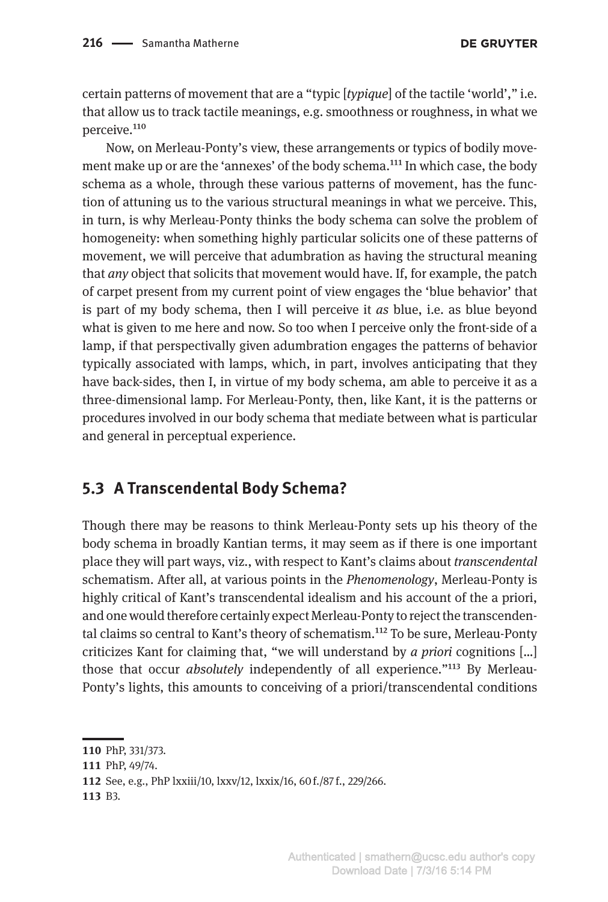certain patterns of movement that are a "typic [*typique*] of the tactile 'world'," i.e. that allow us to track tactile meanings, e.g. smoothness or roughness, in what we perceive.[110]

Now, on Merleau-Ponty's view, these arrangements or typics of bodily movement make up or are the 'annexes' of the body schema.[111] In which case, the body schema as a whole, through these various patterns of movement, has the function of attuning us to the various structural meanings in what we perceive. This, in turn, is why Merleau-Ponty thinks the body schema can solve the problem of homogeneity: when something highly particular solicits one of these patterns of movement, we will perceive that adumbration as having the structural meaning that *any* object that solicits that movement would have. If, for example, the patch of carpet present from my current point of view engages the 'blue behavior' that is part of my body schema, then I will perceive it *as* blue, i.e. as blue beyond what is given to me here and now. So too when I perceive only the front-side of a lamp, if that perspectivally given adumbration engages the patterns of behavior typically associated with lamps, which, in part, involves anticipating that they have back-sides, then I, in virtue of my body schema, am able to perceive it as a three-dimensional lamp. For Merleau-Ponty, then, like Kant, it is the patterns or procedures involved in our body schema that mediate between what is particular and general in perceptual experience.

## 5.3 A Transcendental Body Schema?

Though there may be reasons to think Merleau-Ponty sets up his theory of the body schema in broadly Kantian terms, it may seem as if there is one important place they will part ways, viz., with respect to Kant's claims about *transcendental* schematism. After all, at various points in the *Phenomenology*, Merleau-Ponty is highly critical of Kant's transcendental idealism and his account of the a priori, and one would therefore certainly expect Merleau-Ponty to reject the transcendental claims so central to Kant's theory of schematism.[112] To be sure, Merleau-Ponty criticizes Kant for claiming that, "we will understand by *a priori* cognitions […] those that occur *absolutely* independently of all experience."[113] By Merleau-Ponty's lights, this amounts to conceiving of a priori/transcendental conditions

---

110 PhP, 331/373.

111 PhP, 49/74.

112 See, e.g., PhP lxxiii/10, lxxv/12, lxxix/16, 60 f./87 f., 229/266.

113 B3.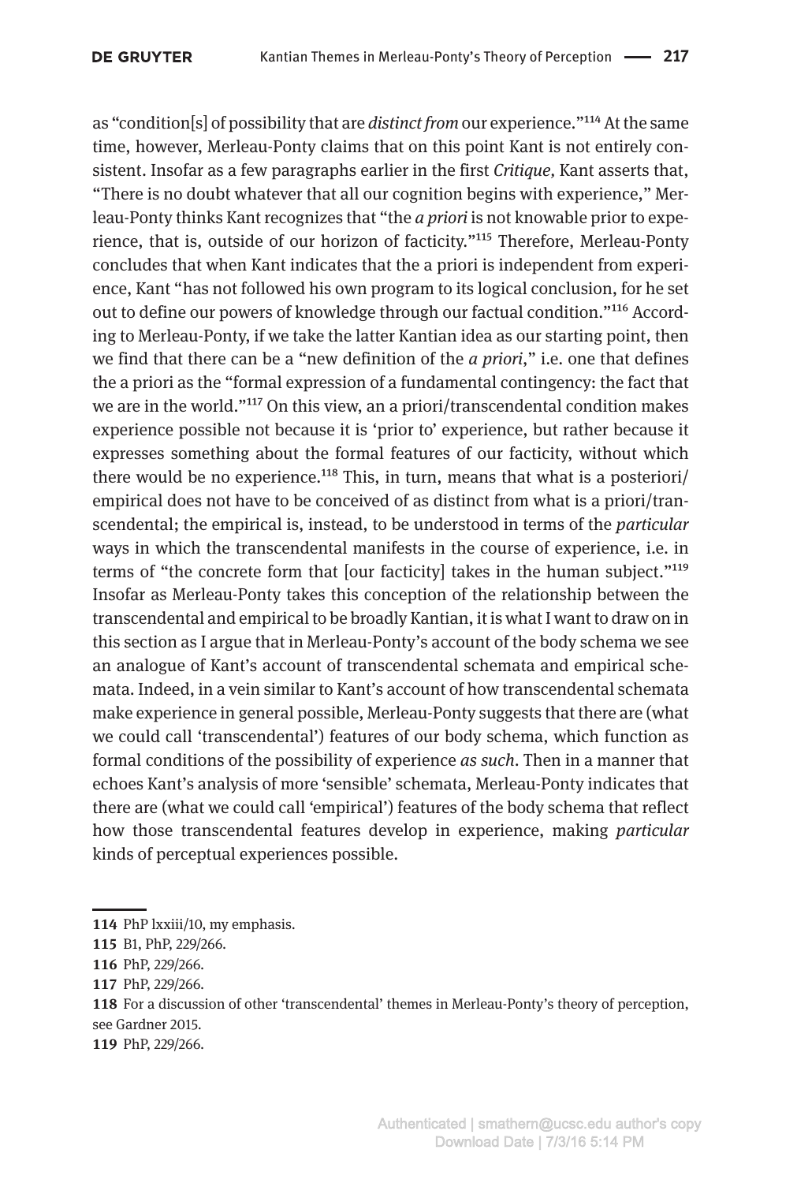as "condition[s] of possibility that are *distinct from* our experience."[114] At the same time, however, Merleau-Ponty claims that on this point Kant is not entirely consistent. Insofar as a few paragraphs earlier in the first *Critique*, Kant asserts that, "There is no doubt whatever that all our cognition begins with experience," Merleau-Ponty thinks Kant recognizes that "the *a priori* is not knowable prior to experience, that is, outside of our horizon of facticity."[115] Therefore, Merleau-Ponty concludes that when Kant indicates that the a priori is independent from experience, Kant "has not followed his own program to its logical conclusion, for he set out to define our powers of knowledge through our factual condition."[116] According to Merleau-Ponty, if we take the latter Kantian idea as our starting point, then we find that there can be a "new definition of the *a priori*," i.e. one that defines the a priori as the "formal expression of a fundamental contingency: the fact that we are in the world."[117] On this view, an a priori/transcendental condition makes experience possible not because it is 'prior to' experience, but rather because it expresses something about the formal features of our facticity, without which there would be no experience.[118] This, in turn, means that what is a posteriori/empirical does not have to be conceived of as distinct from what is a priori/transcendental; the empirical is, instead, to be understood in terms of the *particular* ways in which the transcendental manifests in the course of experience, i.e. in terms of "the concrete form that [our facticity] takes in the human subject."[119] Insofar as Merleau-Ponty takes this conception of the relationship between the transcendental and empirical to be broadly Kantian, it is what I want to draw on in this section as I argue that in Merleau-Ponty's account of the body schema we see an analogue of Kant's account of transcendental schemata and empirical schemata. Indeed, in a vein similar to Kant's account of how transcendental schemata make experience in general possible, Merleau-Ponty suggests that there are (what we could call 'transcendental') features of our body schema, which function as formal conditions of the possibility of experience *as such*. Then in a manner that echoes Kant's analysis of more 'sensible' schemata, Merleau-Ponty indicates that there are (what we could call 'empirical') features of the body schema that reflect how those transcendental features develop in experience, making *particular* kinds of perceptual experiences possible.

---

**114** PhP lxxiii/10, my emphasis.

**115** B1, PhP, 229/266.

**116** PhP, 229/266.

**117** PhP, 229/266.

**118** For a discussion of other 'transcendental' themes in Merleau-Ponty's theory of perception, see Gardner 2015.

**119** PhP, 229/266.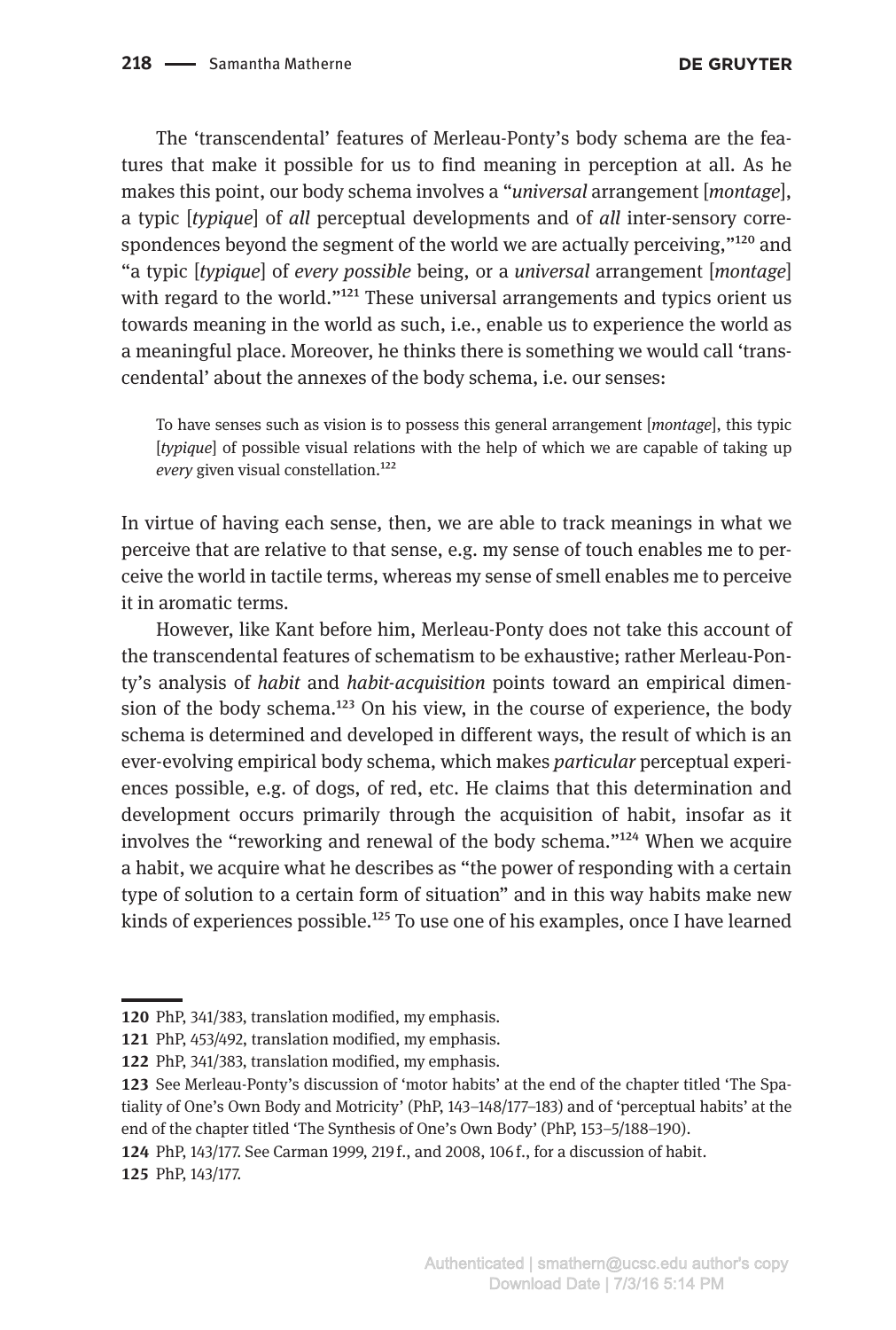The 'transcendental' features of Merleau-Ponty's body schema are the features that make it possible for us to find meaning in perception at all. As he makes this point, our body schema involves a "*universal* arrangement [*montage*], a typic [*typique*] of *all* perceptual developments and of *all* inter-sensory correspondences beyond the segment of the world we are actually perceiving,"[120] and "a typic [*typique*] of *every possible* being, or a *universal* arrangement [*montage*] with regard to the world."[121] These universal arrangements and typics orient us towards meaning in the world as such, i.e., enable us to experience the world as a meaningful place. Moreover, he thinks there is something we would call 'transcendental' about the annexes of the body schema, i.e. our senses:

> To have senses such as vision is to possess this general arrangement [*montage*], this typic [*typique*] of possible visual relations with the help of which we are capable of taking up *every* given visual constellation.[122]

In virtue of having each sense, then, we are able to track meanings in what we perceive that are relative to that sense, e.g. my sense of touch enables me to perceive the world in tactile terms, whereas my sense of smell enables me to perceive it in aromatic terms.

However, like Kant before him, Merleau-Ponty does not take this account of the transcendental features of schematism to be exhaustive; rather Merleau-Ponty's analysis of *habit* and *habit-acquisition* points toward an empirical dimension of the body schema.[123] On his view, in the course of experience, the body schema is determined and developed in different ways, the result of which is an ever-evolving empirical body schema, which makes *particular* perceptual experiences possible, e.g. of dogs, of red, etc. He claims that this determination and development occurs primarily through the acquisition of habit, insofar as it involves the "reworking and renewal of the body schema."[124] When we acquire a habit, we acquire what he describes as "the power of responding with a certain type of solution to a certain form of situation" and in this way habits make new kinds of experiences possible.[125] To use one of his examples, once I have learned

---

120 PhP, 341/383, translation modified, my emphasis.

121 PhP, 453/492, translation modified, my emphasis.

122 PhP, 341/383, translation modified, my emphasis.

123 See Merleau-Ponty's discussion of 'motor habits' at the end of the chapter titled 'The Spatiality of One's Own Body and Motricity' (PhP, 143–148/177–183) and of 'perceptual habits' at the end of the chapter titled 'The Synthesis of One's Own Body' (PhP, 153–5/188–190).

124 PhP, 143/177. See Carman 1999, 219 f., and 2008, 106 f., for a discussion of habit.

125 PhP, 143/177.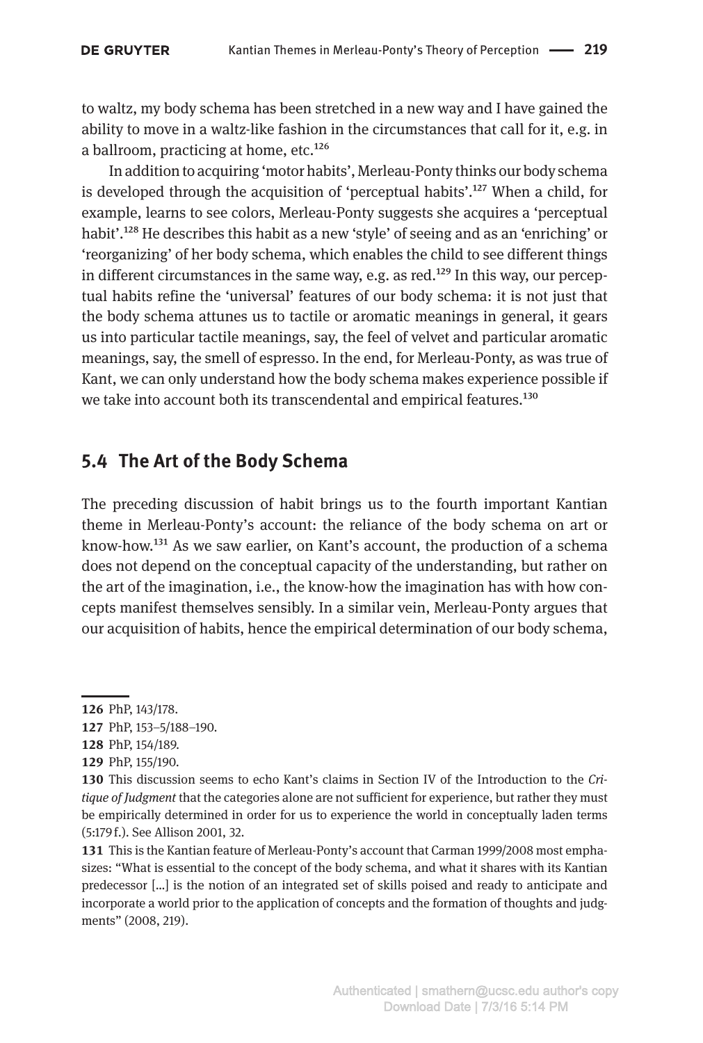to waltz, my body schema has been stretched in a new way and I have gained the ability to move in a waltz-like fashion in the circumstances that call for it, e.g. in a ballroom, practicing at home, etc.[126]

In addition to acquiring 'motor habits', Merleau-Ponty thinks our body schema is developed through the acquisition of 'perceptual habits'.[127] When a child, for example, learns to see colors, Merleau-Ponty suggests she acquires a 'perceptual habit'.[128] He describes this habit as a new 'style' of seeing and as an 'enriching' or 'reorganizing' of her body schema, which enables the child to see different things in different circumstances in the same way, e.g. as red.[129] In this way, our perceptual habits refine the 'universal' features of our body schema: it is not just that the body schema attunes us to tactile or aromatic meanings in general, it gears us into particular tactile meanings, say, the feel of velvet and particular aromatic meanings, say, the smell of espresso. In the end, for Merleau-Ponty, as was true of Kant, we can only understand how the body schema makes experience possible if we take into account both its transcendental and empirical features.[130]

## 5.4 The Art of the Body Schema

The preceding discussion of habit brings us to the fourth important Kantian theme in Merleau-Ponty's account: the reliance of the body schema on art or know-how.[131] As we saw earlier, on Kant's account, the production of a schema does not depend on the conceptual capacity of the understanding, but rather on the art of the imagination, i.e., the know-how the imagination has with how concepts manifest themselves sensibly. In a similar vein, Merleau-Ponty argues that our acquisition of habits, hence the empirical determination of our body schema,

---

**126** PhP, 143/178.

**127** PhP, 153–5/188–190.

**128** PhP, 154/189.

**129** PhP, 155/190.

**130** This discussion seems to echo Kant's claims in Section IV of the Introduction to the *Critique of Judgment* that the categories alone are not sufficient for experience, but rather they must be empirically determined in order for us to experience the world in conceptually laden terms (5:179 f.). See Allison 2001, 32.

**131** This is the Kantian feature of Merleau-Ponty's account that Carman 1999/2008 most emphasizes: "What is essential to the concept of the body schema, and what it shares with its Kantian predecessor [...] is the notion of an integrated set of skills poised and ready to anticipate and incorporate a world prior to the application of concepts and the formation of thoughts and judgments" (2008, 219).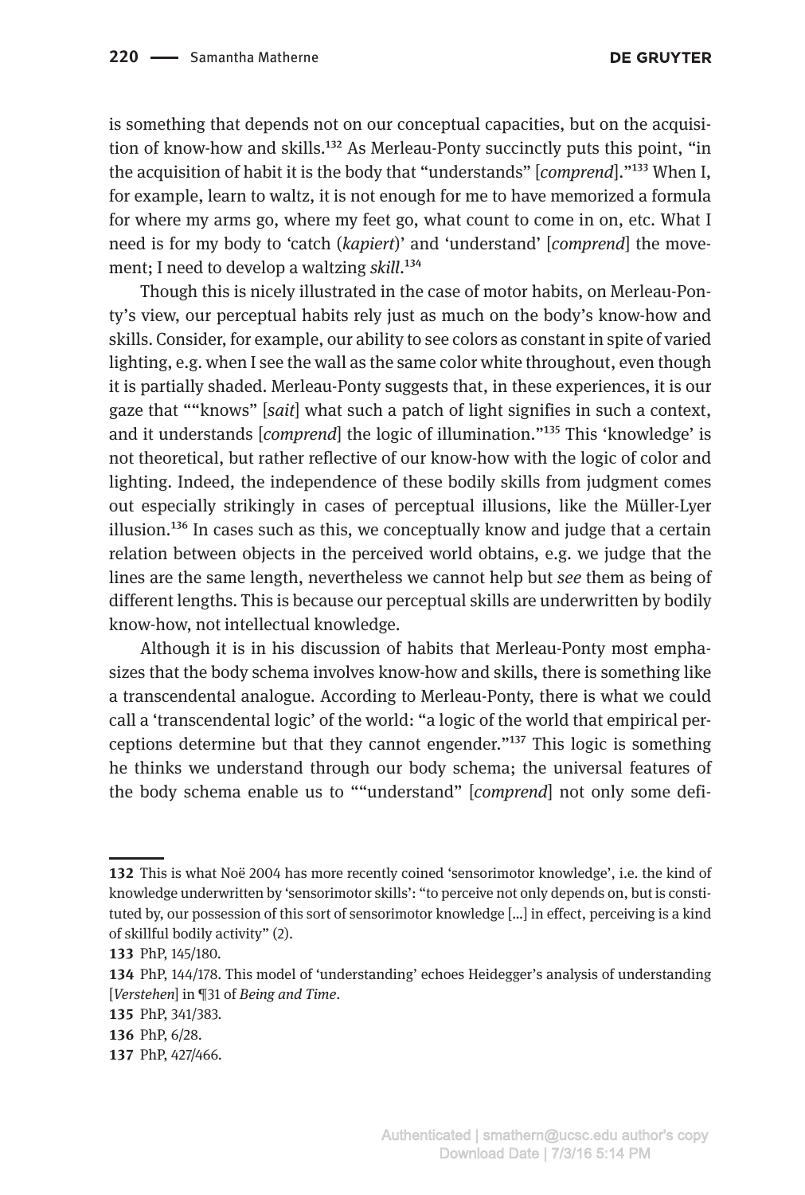is something that depends not on our conceptual capacities, but on the acquisition of know-how and skills.[132] As Merleau-Ponty succinctly puts this point, "in the acquisition of habit it is the body that "understands" [*comprend*]."[133] When I, for example, learn to waltz, it is not enough for me to have memorized a formula for where my arms go, where my feet go, what count to come in on, etc. What I need is for my body to 'catch (*kapiert*)' and 'understand' [*comprend*] the movement; I need to develop a waltzing *skill*.[134]

Though this is nicely illustrated in the case of motor habits, on Merleau-Ponty's view, our perceptual habits rely just as much on the body's know-how and skills. Consider, for example, our ability to see colors as constant in spite of varied lighting, e.g. when I see the wall as the same color white throughout, even though it is partially shaded. Merleau-Ponty suggests that, in these experiences, it is our gaze that ""knows" [*sait*] what such a patch of light signifies in such a context, and it understands [*comprend*] the logic of illumination."[135] This 'knowledge' is not theoretical, but rather reflective of our know-how with the logic of color and lighting. Indeed, the independence of these bodily skills from judgment comes out especially strikingly in cases of perceptual illusions, like the Müller-Lyer illusion.[136] In cases such as this, we conceptually know and judge that a certain relation between objects in the perceived world obtains, e.g. we judge that the lines are the same length, nevertheless we cannot help but *see* them as being of different lengths. This is because our perceptual skills are underwritten by bodily know-how, not intellectual knowledge.

Although it is in his discussion of habits that Merleau-Ponty most emphasizes that the body schema involves know-how and skills, there is something like a transcendental analogue. According to Merleau-Ponty, there is what we could call a 'transcendental logic' of the world: "a logic of the world that empirical perceptions determine but that they cannot engender."[137] This logic is something he thinks we understand through our body schema; the universal features of the body schema enable us to ""understand" [*comprend*] not only some defi-

---

**132** This is what Noë 2004 has more recently coined 'sensorimotor knowledge', i.e. the kind of knowledge underwritten by 'sensorimotor skills': "to perceive not only depends on, but is constituted by, our possession of this sort of sensorimotor knowledge [...] in effect, perceiving is a kind of skillful bodily activity" (2).

**133** PhP, 145/180.

**134** PhP, 144/178. This model of 'understanding' echoes Heidegger's analysis of understanding [*Verstehen*] in ¶31 of *Being and Time*.

**135** PhP, 341/383.

**136** PhP, 6/28.

**137** PhP, 427/466.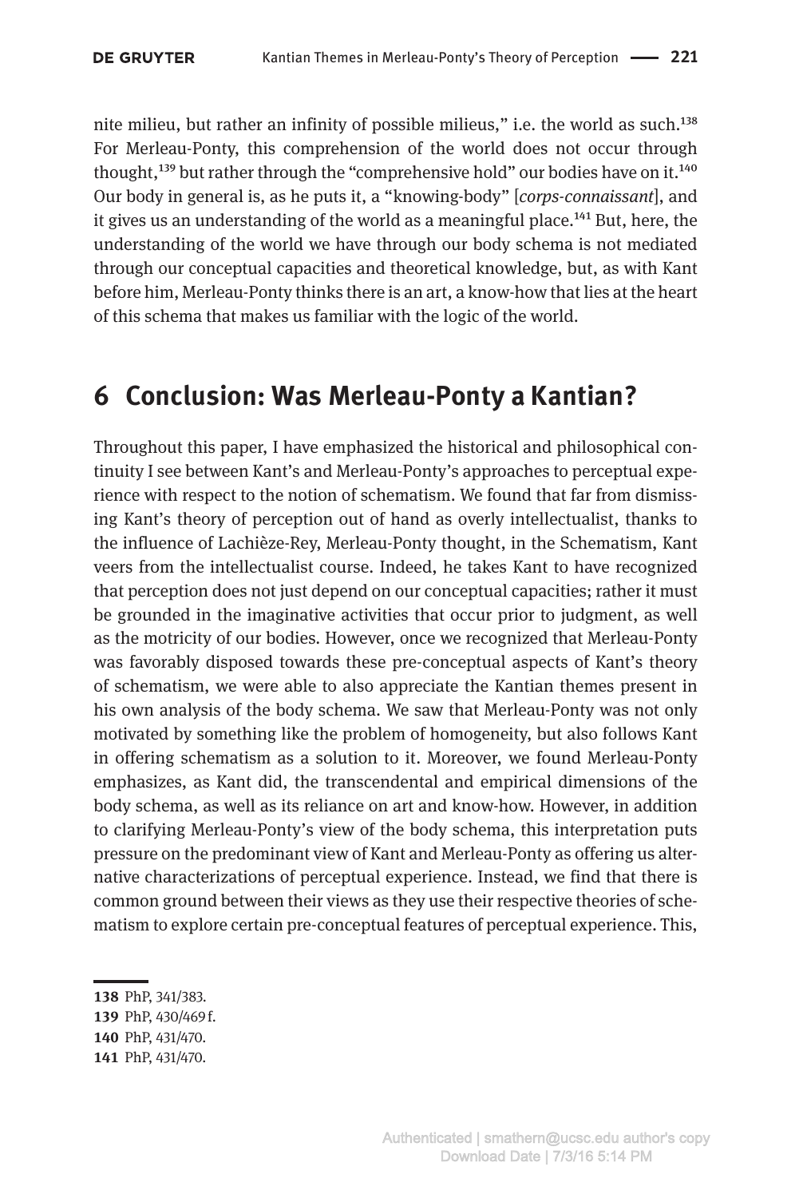nite milieu, but rather an infinity of possible milieus," i.e. the world as such.[138] For Merleau-Ponty, this comprehension of the world does not occur through thought,[139] but rather through the "comprehensive hold" our bodies have on it.[140] Our body in general is, as he puts it, a "knowing-body" [*corps-connaissant*], and it gives us an understanding of the world as a meaningful place.[141] But, here, the understanding of the world we have through our body schema is not mediated through our conceptual capacities and theoretical knowledge, but, as with Kant before him, Merleau-Ponty thinks there is an art, a know-how that lies at the heart of this schema that makes us familiar with the logic of the world.

## 6 Conclusion: Was Merleau-Ponty a Kantian?

Throughout this paper, I have emphasized the historical and philosophical continuity I see between Kant's and Merleau-Ponty's approaches to perceptual experience with respect to the notion of schematism. We found that far from dismissing Kant's theory of perception out of hand as overly intellectualist, thanks to the influence of Lachièze-Rey, Merleau-Ponty thought, in the Schematism, Kant veers from the intellectualist course. Indeed, he takes Kant to have recognized that perception does not just depend on our conceptual capacities; rather it must be grounded in the imaginative activities that occur prior to judgment, as well as the motricity of our bodies. However, once we recognized that Merleau-Ponty was favorably disposed towards these pre-conceptual aspects of Kant's theory of schematism, we were able to also appreciate the Kantian themes present in his own analysis of the body schema. We saw that Merleau-Ponty was not only motivated by something like the problem of homogeneity, but also follows Kant in offering schematism as a solution to it. Moreover, we found Merleau-Ponty emphasizes, as Kant did, the transcendental and empirical dimensions of the body schema, as well as its reliance on art and know-how. However, in addition to clarifying Merleau-Ponty's view of the body schema, this interpretation puts pressure on the predominant view of Kant and Merleau-Ponty as offering us alternative characterizations of perceptual experience. Instead, we find that there is common ground between their views as they use their respective theories of schematism to explore certain pre-conceptual features of perceptual experience. This,

138 PhP, 341/383.
139 PhP, 430/469 f.
140 PhP, 431/470.
141 PhP, 431/470.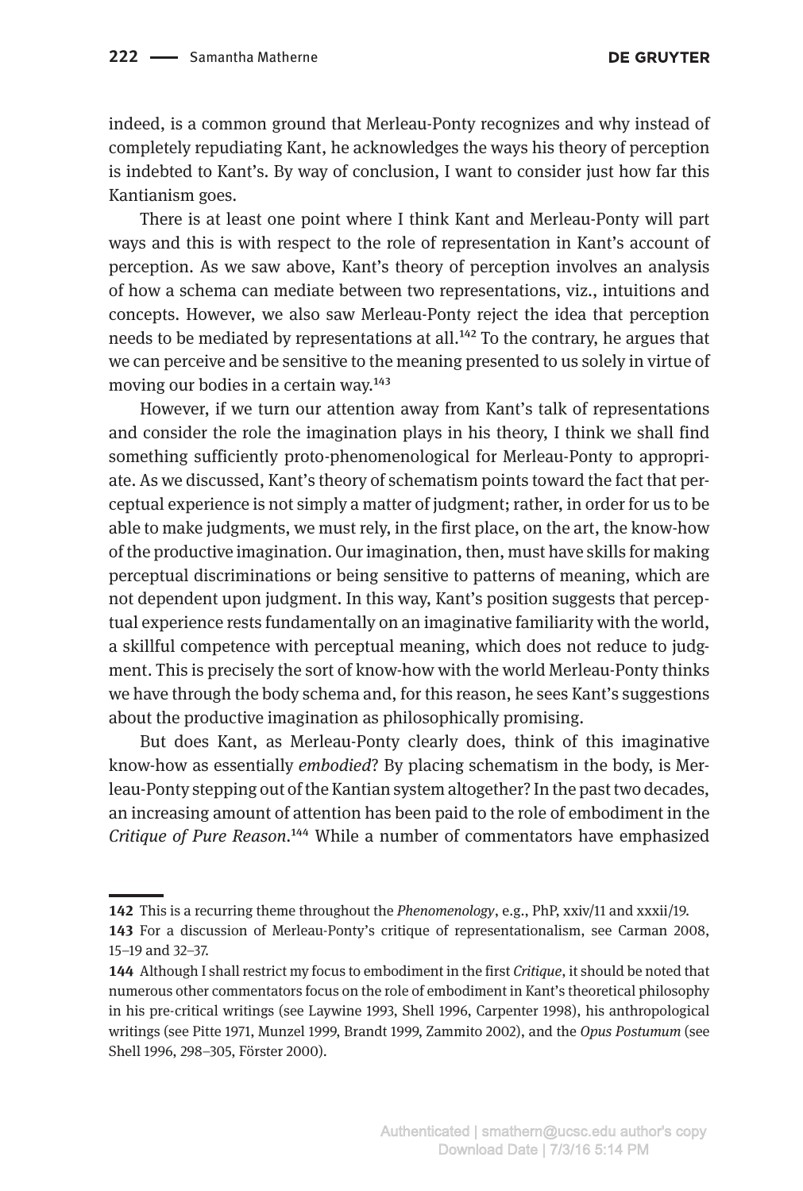indeed, is a common ground that Merleau-Ponty recognizes and why instead of completely repudiating Kant, he acknowledges the ways his theory of perception is indebted to Kant's. By way of conclusion, I want to consider just how far this Kantianism goes.

There is at least one point where I think Kant and Merleau-Ponty will part ways and this is with respect to the role of representation in Kant's account of perception. As we saw above, Kant's theory of perception involves an analysis of how a schema can mediate between two representations, viz., intuitions and concepts. However, we also saw Merleau-Ponty reject the idea that perception needs to be mediated by representations at all.[142] To the contrary, he argues that we can perceive and be sensitive to the meaning presented to us solely in virtue of moving our bodies in a certain way.[143]

However, if we turn our attention away from Kant's talk of representations and consider the role the imagination plays in his theory, I think we shall find something sufficiently proto-phenomenological for Merleau-Ponty to appropriate. As we discussed, Kant's theory of schematism points toward the fact that perceptual experience is not simply a matter of judgment; rather, in order for us to be able to make judgments, we must rely, in the first place, on the art, the know-how of the productive imagination. Our imagination, then, must have skills for making perceptual discriminations or being sensitive to patterns of meaning, which are not dependent upon judgment. In this way, Kant's position suggests that perceptual experience rests fundamentally on an imaginative familiarity with the world, a skillful competence with perceptual meaning, which does not reduce to judgment. This is precisely the sort of know-how with the world Merleau-Ponty thinks we have through the body schema and, for this reason, he sees Kant's suggestions about the productive imagination as philosophically promising.

But does Kant, as Merleau-Ponty clearly does, think of this imaginative know-how as essentially *embodied*? By placing schematism in the body, is Merleau-Ponty stepping out of the Kantian system altogether? In the past two decades, an increasing amount of attention has been paid to the role of embodiment in the *Critique of Pure Reason*.[144] While a number of commentators have emphasized

---

**142** This is a recurring theme throughout the *Phenomenology*, e.g., PhP, xxiv/11 and xxxii/19.

**143** For a discussion of Merleau-Ponty's critique of representationalism, see Carman 2008, 15–19 and 32–37.

**144** Although I shall restrict my focus to embodiment in the first *Critique*, it should be noted that numerous other commentators focus on the role of embodiment in Kant's theoretical philosophy in his pre-critical writings (see Laywine 1993, Shell 1996, Carpenter 1998), his anthropological writings (see Pitte 1971, Munzel 1999, Brandt 1999, Zammito 2002), and the *Opus Postumum* (see Shell 1996, 298–305, Förster 2000).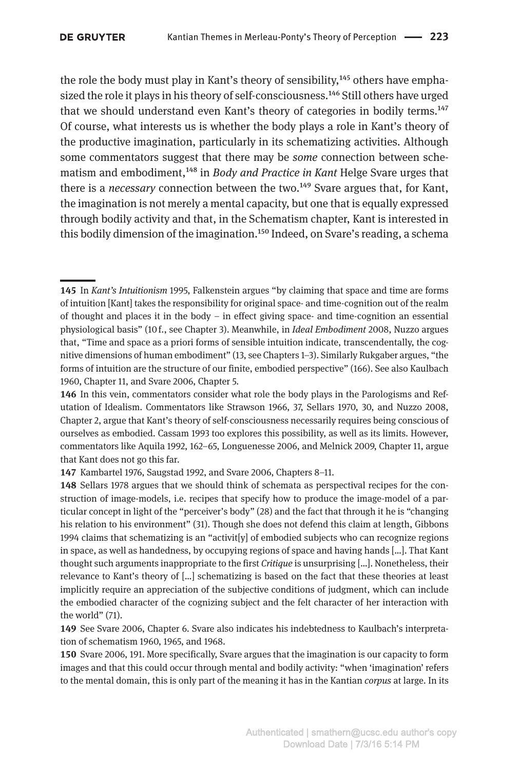the role the body must play in Kant's theory of sensibility,[145] others have emphasized the role it plays in his theory of self-consciousness.[146] Still others have urged that we should understand even Kant's theory of categories in bodily terms.[147] Of course, what interests us is whether the body plays a role in Kant's theory of the productive imagination, particularly in its schematizing activities. Although some commentators suggest that there may be *some* connection between schematism and embodiment,[148] in *Body and Practice in Kant* Helge Svare urges that there is a *necessary* connection between the two.[149] Svare argues that, for Kant, the imagination is not merely a mental capacity, but one that is equally expressed through bodily activity and that, in the Schematism chapter, Kant is interested in this bodily dimension of the imagination.[150] Indeed, on Svare's reading, a schema

---

**145** In *Kant's Intuitionism* 1995, Falkenstein argues "by claiming that space and time are forms of intuition [Kant] takes the responsibility for original space- and time-cognition out of the realm of thought and places it in the body – in effect giving space- and time-cognition an essential physiological basis" (10 f., see Chapter 3). Meanwhile, in *Ideal Embodiment* 2008, Nuzzo argues that, "Time and space as a priori forms of sensible intuition indicate, transcendentally, the cognitive dimensions of human embodiment" (13, see Chapters 1–3). Similarly Rukgaber argues, "the forms of intuition are the structure of our finite, embodied perspective" (166). See also Kaulbach 1960, Chapter 11, and Svare 2006, Chapter 5.

**146** In this vein, commentators consider what role the body plays in the Parologisms and Refutation of Idealism. Commentators like Strawson 1966, 37, Sellars 1970, 30, and Nuzzo 2008, Chapter 2, argue that Kant's theory of self-consciousness necessarily requires being conscious of ourselves as embodied. Cassam 1993 too explores this possibility, as well as its limits. However, commentators like Aquila 1992, 162–65, Longuenesse 2006, and Melnick 2009, Chapter 11, argue that Kant does not go this far.

**147** Kambartel 1976, Saugstad 1992, and Svare 2006, Chapters 8–11.

**148** Sellars 1978 argues that we should think of schemata as perspectival recipes for the construction of image-models, i.e. recipes that specify how to produce the image-model of a particular concept in light of the "perceiver's body" (28) and the fact that through it he is "changing his relation to his environment" (31). Though she does not defend this claim at length, Gibbons 1994 claims that schematizing is an "activit[y] of embodied subjects who can recognize regions in space, as well as handedness, by occupying regions of space and having hands [...]. That Kant thought such arguments inappropriate to the first *Critique* is unsurprising [...]. Nonetheless, their relevance to Kant's theory of [...] schematizing is based on the fact that these theories at least implicitly require an appreciation of the subjective conditions of judgment, which can include the embodied character of the cognizing subject and the felt character of her interaction with the world" (71).

**149** See Svare 2006, Chapter 6. Svare also indicates his indebtedness to Kaulbach's interpretation of schematism 1960, 1965, and 1968.

**150** Svare 2006, 191. More specifically, Svare argues that the imagination is our capacity to form images and that this could occur through mental and bodily activity: "when 'imagination' refers to the mental domain, this is only part of the meaning it has in the Kantian *corpus* at large. In its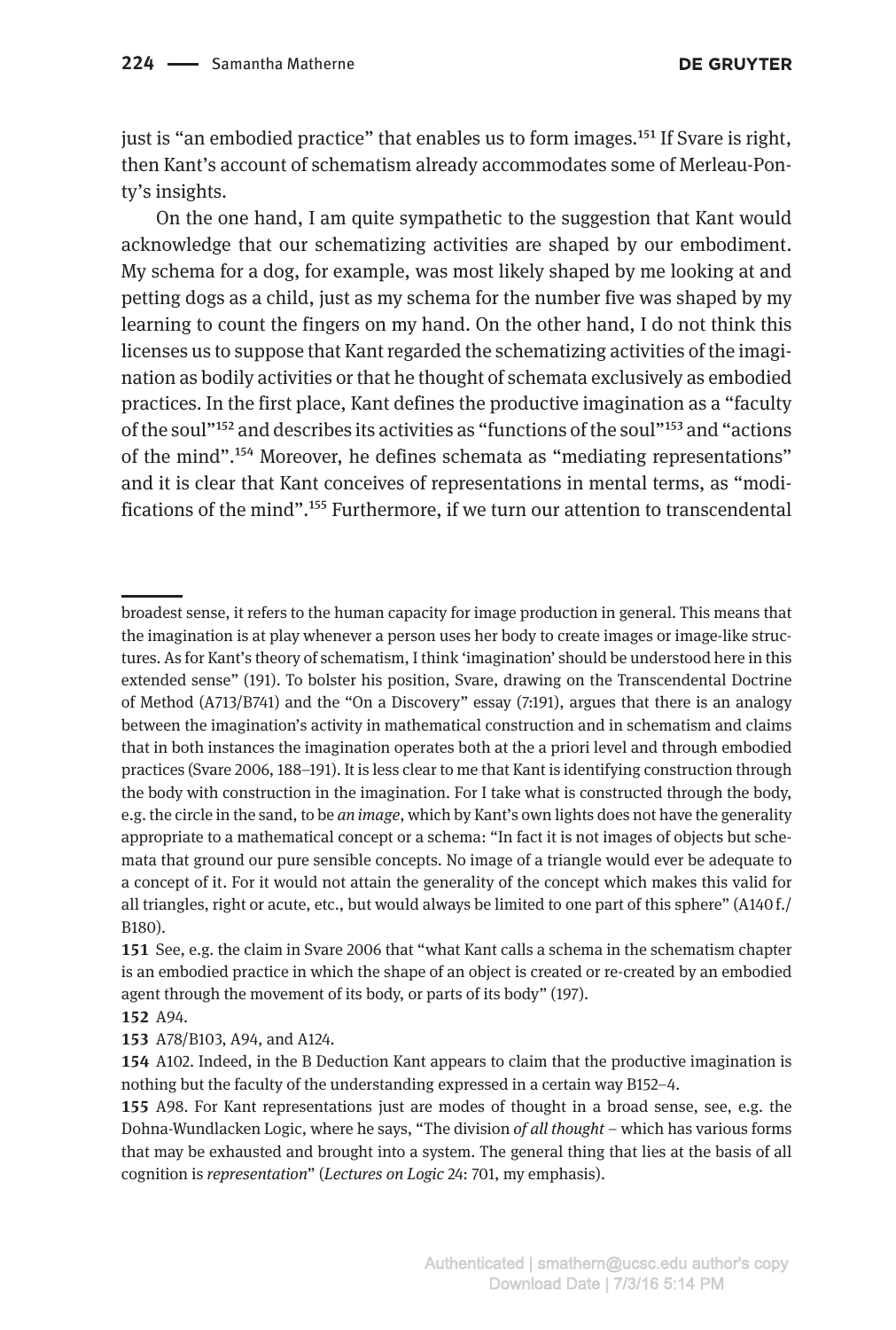just is "an embodied practice" that enables us to form images.[151] If Svare is right, then Kant's account of schematism already accommodates some of Merleau-Ponty's insights.

On the one hand, I am quite sympathetic to the suggestion that Kant would acknowledge that our schematizing activities are shaped by our embodiment. My schema for a dog, for example, was most likely shaped by me looking at and petting dogs as a child, just as my schema for the number five was shaped by my learning to count the fingers on my hand. On the other hand, I do not think this licenses us to suppose that Kant regarded the schematizing activities of the imagination as bodily activities or that he thought of schemata exclusively as embodied practices. In the first place, Kant defines the productive imagination as a "faculty of the soul"[152] and describes its activities as "functions of the soul"[153] and "actions of the mind".[154] Moreover, he defines schemata as "mediating representations" and it is clear that Kant conceives of representations in mental terms, as "modifications of the mind".[155] Furthermore, if we turn our attention to transcendental

---

broadest sense, it refers to the human capacity for image production in general. This means that the imagination is at play whenever a person uses her body to create images or image-like structures. As for Kant's theory of schematism, I think 'imagination' should be understood here in this extended sense" (191). To bolster his position, Svare, drawing on the Transcendental Doctrine of Method (A713/B741) and the "On a Discovery" essay (7:191), argues that there is an analogy between the imagination's activity in mathematical construction and in schematism and claims that in both instances the imagination operates both at the a priori level and through embodied practices (Svare 2006, 188–191). It is less clear to me that Kant is identifying construction through the body with construction in the imagination. For I take what is constructed through the body, e.g. the circle in the sand, to be *an image*, which by Kant's own lights does not have the generality appropriate to a mathematical concept or a schema: "In fact it is not images of objects but schemata that ground our pure sensible concepts. No image of a triangle would ever be adequate to a concept of it. For it would not attain the generality of the concept which makes this valid for all triangles, right or acute, etc., but would always be limited to one part of this sphere" (A140 f./B180).

**151** See, e.g. the claim in Svare 2006 that "what Kant calls a schema in the schematism chapter is an embodied practice in which the shape of an object is created or re-created by an embodied agent through the movement of its body, or parts of its body" (197).

**152** A94.

**153** A78/B103, A94, and A124.

**154** A102. Indeed, in the B Deduction Kant appears to claim that the productive imagination is nothing but the faculty of the understanding expressed in a certain way B152–4.

**155** A98. For Kant representations just are modes of thought in a broad sense, see, e.g. the Dohna-Wundlacken Logic, where he says, "The division *of all thought* – which has various forms that may be exhausted and brought into a system. The general thing that lies at the basis of all cognition is *representation*" (*Lectures on Logic* 24: 701, my emphasis).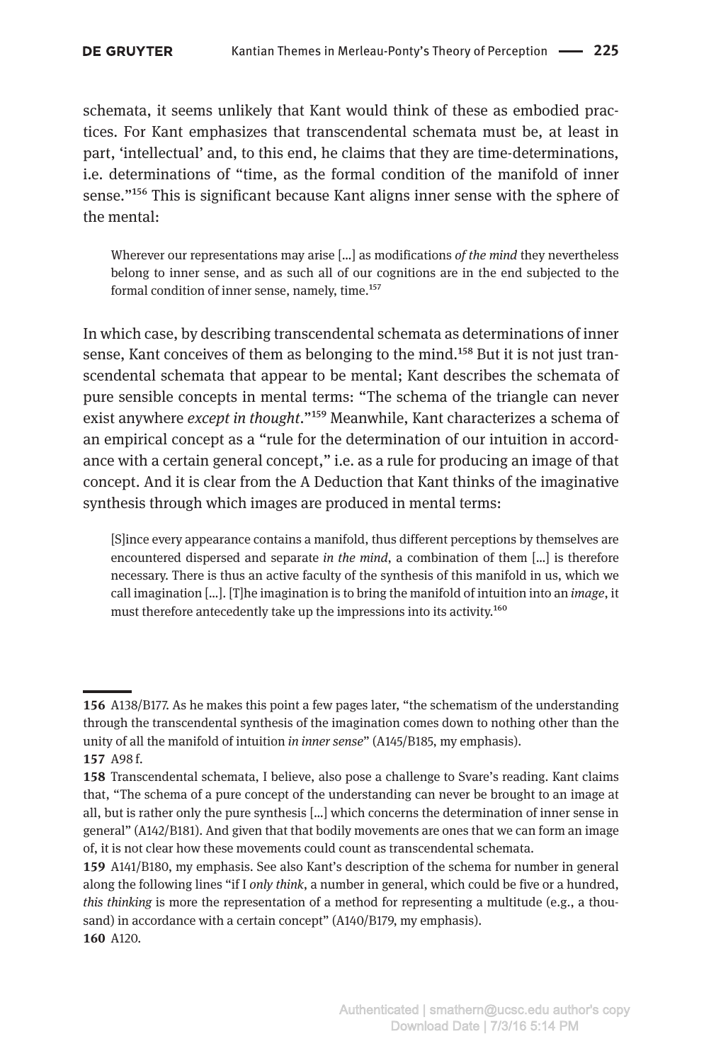schemata, it seems unlikely that Kant would think of these as embodied practices. For Kant emphasizes that transcendental schemata must be, at least in part, 'intellectual' and, to this end, he claims that they are time-determinations, i.e. determinations of "time, as the formal condition of the manifold of inner sense."[156] This is significant because Kant aligns inner sense with the sphere of the mental:

> Wherever our representations may arise [...] as modifications *of the mind* they nevertheless belong to inner sense, and as such all of our cognitions are in the end subjected to the formal condition of inner sense, namely, time.[157]

In which case, by describing transcendental schemata as determinations of inner sense, Kant conceives of them as belonging to the mind.[158] But it is not just transcendental schemata that appear to be mental; Kant describes the schemata of pure sensible concepts in mental terms: "The schema of the triangle can never exist anywhere *except in thought*."[159] Meanwhile, Kant characterizes a schema of an empirical concept as a "rule for the determination of our intuition in accordance with a certain general concept," i.e. as a rule for producing an image of that concept. And it is clear from the A Deduction that Kant thinks of the imaginative synthesis through which images are produced in mental terms:

> [S]ince every appearance contains a manifold, thus different perceptions by themselves are encountered dispersed and separate *in the mind*, a combination of them [...] is therefore necessary. There is thus an active faculty of the synthesis of this manifold in us, which we call imagination [...]. [T]he imagination is to bring the manifold of intuition into an *image*, it must therefore antecedently take up the impressions into its activity.[160]

---

**156** A138/B177. As he makes this point a few pages later, "the schematism of the understanding through the transcendental synthesis of the imagination comes down to nothing other than the unity of all the manifold of intuition *in inner sense*" (A145/B185, my emphasis).

**157** A98 f.

**158** Transcendental schemata, I believe, also pose a challenge to Svare's reading. Kant claims that, "The schema of a pure concept of the understanding can never be brought to an image at all, but is rather only the pure synthesis [...] which concerns the determination of inner sense in general" (A142/B181). And given that that bodily movements are ones that we can form an image of, it is not clear how these movements could count as transcendental schemata.

**159** A141/B180, my emphasis. See also Kant's description of the schema for number in general along the following lines "if I *only think*, a number in general, which could be five or a hundred, *this thinking* is more the representation of a method for representing a multitude (e.g., a thousand) in accordance with a certain concept" (A140/B179, my emphasis).

**160** A120.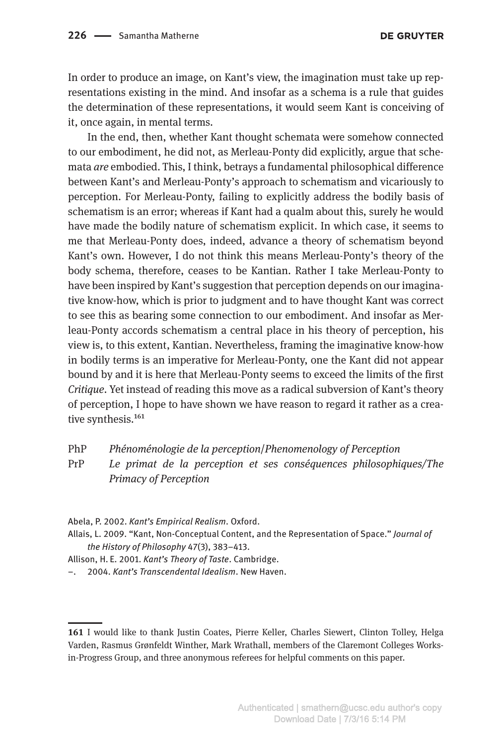In order to produce an image, on Kant's view, the imagination must take up representations existing in the mind. And insofar as a schema is a rule that guides the determination of these representations, it would seem Kant is conceiving of it, once again, in mental terms.

In the end, then, whether Kant thought schemata were somehow connected to our embodiment, he did not, as Merleau-Ponty did explicitly, argue that schemata *are* embodied. This, I think, betrays a fundamental philosophical difference between Kant's and Merleau-Ponty's approach to schematism and vicariously to perception. For Merleau-Ponty, failing to explicitly address the bodily basis of schematism is an error; whereas if Kant had a qualm about this, surely he would have made the bodily nature of schematism explicit. In which case, it seems to me that Merleau-Ponty does, indeed, advance a theory of schematism beyond Kant's own. However, I do not think this means Merleau-Ponty's theory of the body schema, therefore, ceases to be Kantian. Rather I take Merleau-Ponty to have been inspired by Kant's suggestion that perception depends on our imaginative know-how, which is prior to judgment and to have thought Kant was correct to see this as bearing some connection to our embodiment. And insofar as Merleau-Ponty accords schematism a central place in his theory of perception, his view is, to this extent, Kantian. Nevertheless, framing the imaginative know-how in bodily terms is an imperative for Merleau-Ponty, one the Kant did not appear bound by and it is here that Merleau-Ponty seems to exceed the limits of the first *Critique*. Yet instead of reading this move as a radical subversion of Kant's theory of perception, I hope to have shown we have reason to regard it rather as a creative synthesis.[161]

PhP *Phénoménologie de la perception/Phenomenology of Perception*
PrP *Le primat de la perception et ses conséquences philosophiques/The Primacy of Perception*

Abela, P. 2002. *Kant's Empirical Realism*. Oxford.
Allais, L. 2009. "Kant, Non-Conceptual Content, and the Representation of Space." *Journal of the History of Philosophy* 47(3), 383–413.
Allison, H. E. 2001. *Kant's Theory of Taste*. Cambridge.
–. 2004. *Kant's Transcendental Idealism*. New Haven.

---

161 I would like to thank Justin Coates, Pierre Keller, Charles Siewert, Clinton Tolley, Helga Varden, Rasmus Grønfeldt Winther, Mark Wrathall, members of the Claremont Colleges Works-in-Progress Group, and three anonymous referees for helpful comments on this paper.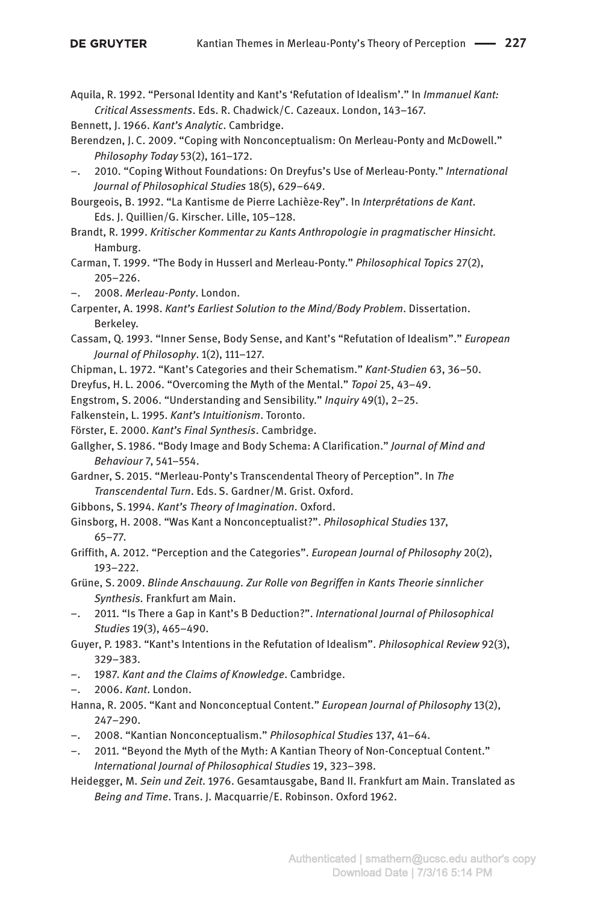Aquila, R. 1992. "Personal Identity and Kant's 'Refutation of Idealism'." In *Immanuel Kant: Critical Assessments*. Eds. R. Chadwick/C. Cazeaux. London, 143–167.

Bennett, J. 1966. *Kant's Analytic*. Cambridge.

Berendzen, J. C. 2009. "Coping with Nonconceptualism: On Merleau-Ponty and McDowell." *Philosophy Today* 53(2), 161–172.

–. 2010. "Coping Without Foundations: On Dreyfus's Use of Merleau-Ponty." *International Journal of Philosophical Studies* 18(5), 629–649.

Bourgeois, B. 1992. "La Kantisme de Pierre Lachièze-Rey". In *Interprétations de Kant*. Eds. J. Quillien/G. Kirscher. Lille, 105–128.

Brandt, R. 1999. *Kritischer Kommentar zu Kants Anthropologie in pragmatischer Hinsicht*. Hamburg.

Carman, T. 1999. "The Body in Husserl and Merleau-Ponty." *Philosophical Topics* 27(2), 205–226.

–. 2008. *Merleau-Ponty*. London.

Carpenter, A. 1998. *Kant's Earliest Solution to the Mind/Body Problem*. Dissertation. Berkeley.

Cassam, Q. 1993. "Inner Sense, Body Sense, and Kant's "Refutation of Idealism"." *European Journal of Philosophy*. 1(2), 111–127.

Chipman, L. 1972. "Kant's Categories and their Schematism." *Kant-Studien* 63, 36–50.

Dreyfus, H. L. 2006. "Overcoming the Myth of the Mental." *Topoi* 25, 43–49.

Engstrom, S. 2006. "Understanding and Sensibility." *Inquiry* 49(1), 2–25.

Falkenstein, L. 1995. *Kant's Intuitionism*. Toronto.

Förster, E. 2000. *Kant's Final Synthesis*. Cambridge.

Gallgher, S. 1986. "Body Image and Body Schema: A Clarification." *Journal of Mind and Behaviour* 7, 541–554.

Gardner, S. 2015. "Merleau-Ponty's Transcendental Theory of Perception". In *The Transcendental Turn*. Eds. S. Gardner/M. Grist. Oxford.

Gibbons, S. 1994. *Kant's Theory of Imagination*. Oxford.

Ginsborg, H. 2008. "Was Kant a Nonconceptualist?". *Philosophical Studies* 137, 65–77.

Griffith, A. 2012. "Perception and the Categories". *European Journal of Philosophy* 20(2), 193–222.

Grüne, S. 2009. *Blinde Anschauung. Zur Rolle von Begriffen in Kants Theorie sinnlicher Synthesis*. Frankfurt am Main.

–. 2011. "Is There a Gap in Kant's B Deduction?". *International Journal of Philosophical Studies* 19(3), 465–490.

Guyer, P. 1983. "Kant's Intentions in the Refutation of Idealism". *Philosophical Review* 92(3), 329–383.

–. 1987. *Kant and the Claims of Knowledge*. Cambridge.

–. 2006. *Kant*. London.

Hanna, R. 2005. "Kant and Nonconceptual Content." *European Journal of Philosophy* 13(2), 247–290.

–. 2008. "Kantian Nonconceptualism." *Philosophical Studies* 137, 41–64.

–. 2011. "Beyond the Myth of the Myth: A Kantian Theory of Non-Conceptual Content." *International Journal of Philosophical Studies* 19, 323–398.

Heidegger, M. *Sein und Zeit*. 1976. Gesamtausgabe, Band II. Frankfurt am Main. Translated as *Being and Time*. Trans. J. Macquarrie/E. Robinson. Oxford 1962.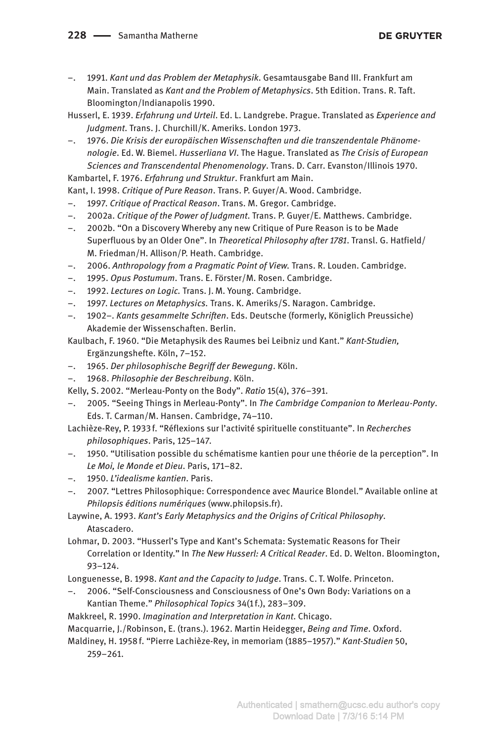–. 1991. *Kant und das Problem der Metaphysik*. Gesamtausgabe Band III. Frankfurt am Main. Translated as *Kant and the Problem of Metaphysics*. 5th Edition. Trans. R. Taft. Bloomington/Indianapolis 1990.

Husserl, E. 1939. *Erfahrung und Urteil*. Ed. L. Landgrebe. Prague. Translated as *Experience and Judgment*. Trans. J. Churchill/K. Ameriks. London 1973.

–. 1976. *Die Krisis der europäischen Wissenschaften und die transzendentale Phänomenologie*. Ed. W. Biemel. *Husserliana VI*. The Hague. Translated as *The Crisis of European Sciences and Transcendental Phenomenology*. Trans. D. Carr. Evanston/Illinois 1970.

Kambartel, F. 1976. *Erfahrung und Struktur*. Frankfurt am Main.

Kant, I. 1998. *Critique of Pure Reason*. Trans. P. Guyer/A. Wood. Cambridge.

–. 1997. *Critique of Practical Reason*. Trans. M. Gregor. Cambridge.

–. 2002a. *Critique of the Power of Judgment*. Trans. P. Guyer/E. Matthews. Cambridge.

–. 2002b. "On a Discovery Whereby any new Critique of Pure Reason is to be Made Superfluous by an Older One". In *Theoretical Philosophy after 1781*. Transl. G. Hatfield/M. Friedman/H. Allison/P. Heath. Cambridge.

–. 2006. *Anthropology from a Pragmatic Point of View*. Trans. R. Louden. Cambridge.

–. 1995. *Opus Postumum*. Trans. E. Förster/M. Rosen. Cambridge.

–. 1992. *Lectures on Logic*. Trans. J. M. Young. Cambridge.

–. 1997. *Lectures on Metaphysics*. Trans. K. Ameriks/S. Naragon. Cambridge.

–. 1902–. *Kants gesammelte Schriften*. Eds. Deutsche (formerly, Königlich Preussiche) Akademie der Wissenschaften. Berlin.

Kaulbach, F. 1960. "Die Metaphysik des Raumes bei Leibniz und Kant." *Kant-Studien,* Ergänzungshefte. Köln, 7–152.

–. 1965. *Der philosophische Begriff der Bewegung*. Köln.

–. 1968. *Philosophie der Beschreibung*. Köln.

Kelly, S. 2002. "Merleau-Ponty on the Body". *Ratio* 15(4), 376–391.

–. 2005. "Seeing Things in Merleau-Ponty". In *The Cambridge Companion to Merleau-Ponty*. Eds. T. Carman/M. Hansen. Cambridge, 74–110.

Lachièze-Rey, P. 1933 f. "Réflexions sur l'activité spirituelle constituante". In *Recherches philosophiques*. Paris, 125–147.

–. 1950. "Utilisation possible du schématisme kantien pour une théorie de la perception". In *Le Moi, le Monde et Dieu*. Paris, 171–82.

–. 1950. *L'idealisme kantien*. Paris.

–. 2007. "Lettres Philosophique: Correspondence avec Maurice Blondel." Available online at *Philopsis éditions numériques* (www.philopsis.fr).

Laywine, A. 1993. *Kant's Early Metaphysics and the Origins of Critical Philosophy*. Atascadero.

Lohmar, D. 2003. "Husserl's Type and Kant's Schemata: Systematic Reasons for Their Correlation or Identity." In *The New Husserl: A Critical Reader*. Ed. D. Welton. Bloomington, 93–124.

Longuenesse, B. 1998. *Kant and the Capacity to Judge*. Trans. C. T. Wolfe. Princeton.

–. 2006. "Self-Consciousness and Consciousness of One's Own Body: Variations on a Kantian Theme." *Philosophical Topics* 34(1 f.), 283–309.

Makkreel, R. 1990. *Imagination and Interpretation in Kant*. Chicago.

Macquarrie, J./Robinson, E. (trans.). 1962. Martin Heidegger, *Being and Time*. Oxford.

Maldiney, H. 1958 f. "Pierre Lachièze-Rey, in memoriam (1885–1957)." *Kant-Studien* 50, 259–261.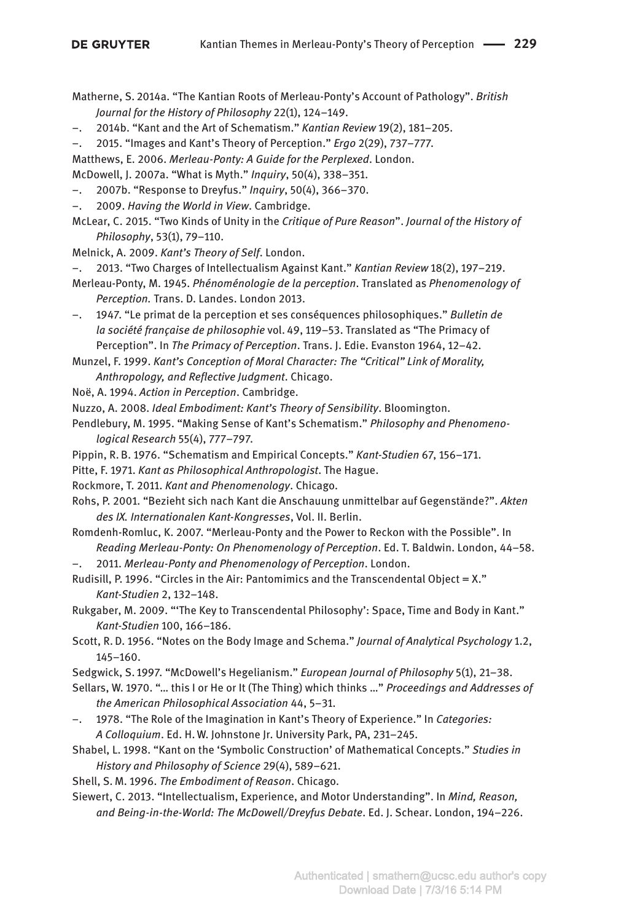Matherne, S. 2014a. "The Kantian Roots of Merleau-Ponty's Account of Pathology". *British Journal for the History of Philosophy* 22(1), 124–149.

–. 2014b. "Kant and the Art of Schematism." *Kantian Review* 19(2), 181–205.

–. 2015. "Images and Kant's Theory of Perception." *Ergo* 2(29), 737–777.

Matthews, E. 2006. *Merleau-Ponty: A Guide for the Perplexed*. London.

McDowell, J. 2007a. "What is Myth." *Inquiry*, 50(4), 338–351.

–. 2007b. "Response to Dreyfus." *Inquiry*, 50(4), 366–370.

–. 2009. *Having the World in View*. Cambridge.

McLear, C. 2015. "Two Kinds of Unity in the *Critique of Pure Reason*". *Journal of the History of Philosophy*, 53(1), 79–110.

Melnick, A. 2009. *Kant's Theory of Self*. London.

–. 2013. "Two Charges of Intellectualism Against Kant." *Kantian Review* 18(2), 197–219.

Merleau-Ponty, M. 1945. *Phénoménologie de la perception*. Translated as *Phenomenology of Perception*. Trans. D. Landes. London 2013.

–. 1947. "Le primat de la perception et ses conséquences philosophiques." *Bulletin de la société française de philosophie* vol. 49, 119–53. Translated as "The Primacy of Perception". In *The Primacy of Perception*. Trans. J. Edie. Evanston 1964, 12–42.

Munzel, F. 1999. *Kant's Conception of Moral Character: The "Critical" Link of Morality, Anthropology, and Reflective Judgment*. Chicago.

Noë, A. 1994. *Action in Perception*. Cambridge.

Nuzzo, A. 2008. *Ideal Embodiment: Kant's Theory of Sensibility*. Bloomington.

Pendlebury, M. 1995. "Making Sense of Kant's Schematism." *Philosophy and Phenomenological Research* 55(4), 777–797.

Pippin, R. B. 1976. "Schematism and Empirical Concepts." *Kant-Studien* 67, 156–171.

Pitte, F. 1971. *Kant as Philosophical Anthropologist*. The Hague.

Rockmore, T. 2011. *Kant and Phenomenology*. Chicago.

Rohs, P. 2001. "Bezieht sich nach Kant die Anschauung unmittelbar auf Gegenstände?". *Akten des IX. Internationalen Kant-Kongresses*, Vol. II. Berlin.

Romdenh-Romluc, K. 2007. "Merleau-Ponty and the Power to Reckon with the Possible". In *Reading Merleau-Ponty: On Phenomenology of Perception*. Ed. T. Baldwin. London, 44–58.

–. 2011. *Merleau-Ponty and Phenomenology of Perception*. London.

Rudisill, P. 1996. "Circles in the Air: Pantomimics and the Transcendental Object = X." *Kant-Studien* 2, 132–148.

Rukgaber, M. 2009. "'The Key to Transcendental Philosophy': Space, Time and Body in Kant." *Kant-Studien* 100, 166–186.

Scott, R. D. 1956. "Notes on the Body Image and Schema." *Journal of Analytical Psychology* 1.2, 145–160.

Sedgwick, S. 1997. "McDowell's Hegelianism." *European Journal of Philosophy* 5(1), 21–38.

Sellars, W. 1970. "… this I or He or It (The Thing) which thinks …" *Proceedings and Addresses of the American Philosophical Association* 44, 5–31.

–. 1978. "The Role of the Imagination in Kant's Theory of Experience." In *Categories: A Colloquium*. Ed. H. W. Johnstone Jr. University Park, PA, 231–245.

Shabel, L. 1998. "Kant on the 'Symbolic Construction' of Mathematical Concepts." *Studies in History and Philosophy of Science* 29(4), 589–621.

Shell, S. M. 1996. *The Embodiment of Reason*. Chicago.

Siewert, C. 2013. "Intellectualism, Experience, and Motor Understanding". In *Mind, Reason, and Being-in-the-World: The McDowell/Dreyfus Debate*. Ed. J. Schear. London, 194–226.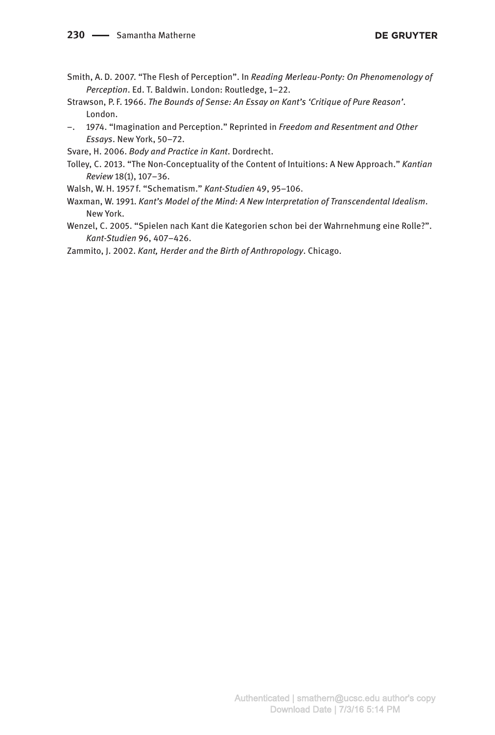Smith, A. D. 2007. “The Flesh of Perception”. In *Reading Merleau-Ponty: On Phenomenology of Perception*. Ed. T. Baldwin. London: Routledge, 1–22.

Strawson, P. F. 1966. *The Bounds of Sense: An Essay on Kant’s ‘Critique of Pure Reason’*. London.

–. 1974. “Imagination and Perception.” Reprinted in *Freedom and Resentment and Other Essays*. New York, 50–72.

Svare, H. 2006. *Body and Practice in Kant*. Dordrecht.

Tolley, C. 2013. “The Non-Conceptuality of the Content of Intuitions: A New Approach.” *Kantian Review* 18(1), 107–36.

Walsh, W. H. 1957 f. “Schematism.” *Kant-Studien* 49, 95–106.

Waxman, W. 1991. *Kant’s Model of the Mind: A New Interpretation of Transcendental Idealism*. New York.

Wenzel, C. 2005. “Spielen nach Kant die Kategorien schon bei der Wahrnehmung eine Rolle?”. *Kant-Studien* 96, 407–426.

Zammito, J. 2002. *Kant, Herder and the Birth of Anthropology*. Chicago.